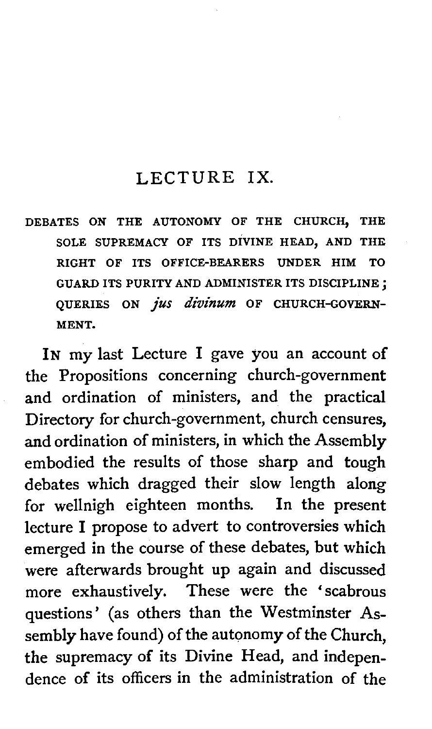# LECTURE IX.

DEBATES ON THE AUTONOMY OF THE CHURCH, THE SOLE SUPREMACY OF ITS DIVINE HEAD, AND THE RIGHT OF ITS OFFICE-BEARERS UNDER HIM TO GUARD ITS PURITY AND ADMINISTER ITS DISCIPLINE; QUERIES ON *jus divinum* OF CHURCH-GOVERNMENT.

IN my last Lecture I gave you an account of the Propositions concerning church-government and ordination of ministers, and the practical Directory for church-government, church censures, and ordination of ministers, in which the Assembly embodied the results of those sharp and tough debates which dragged their slow length along for wellnigh eighteen months. In the present lecture I propose to advert to controversies which emerged in the course of these debates, but which were afterwards brought up again and discussed more exhaustively. These were the 'scabrous questions' (as others than the Westminster Assembly have found) of the autonomy of the Church, the supremacy of its Divine Head, and independence of its officers in the administration of the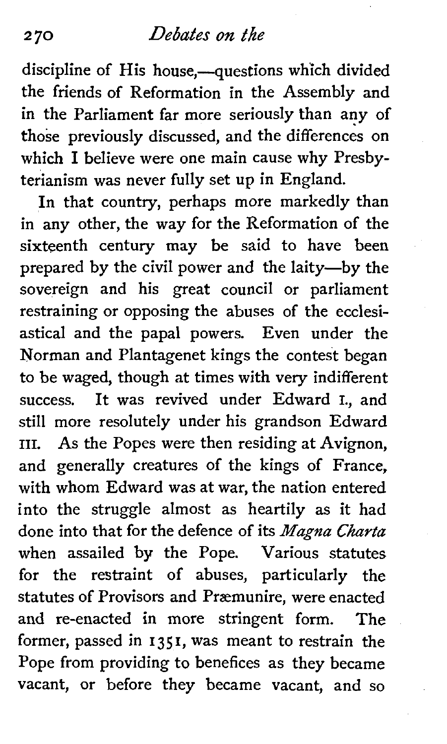discipline of His house,—questions which divided the friends of Reformation in the Assembly and in the Parliament far more seriously than any of those previously discussed, and the differences on which I believe were one main cause why Presbyterianism was never fully set up in England.

In that country, perhaps more markedly than in any other, the way for the Reformation of the sixteenth century may be said to have been prepared by the civil power and the laity—by the sovereign and his great council or parliament restraining or opposing the abuses of the ecclesiastical and the papal powers. Even under the Norman and Plantagenet kings the contest began to be waged, though at times with very indifferent success. It was revived under Edward I., and still more resolutely under his grandson Edward III. As the Popes were then residing at Avignon, and generally creatures of the kings of France, with whom Edward was at war, the nation entered into the struggle almost as heartily as it had done into that for the defence of its *Magna Charta* when assailed by the Pope. Various statutes for the restraint of abuses, particularly the statutes of Provisors and Præmunire, were enacted and re-enacted in more stringent form. The former, passed in 1351, was meant to restrain the Pope from providing to benefices as they became vacant, or before they became vacant, and so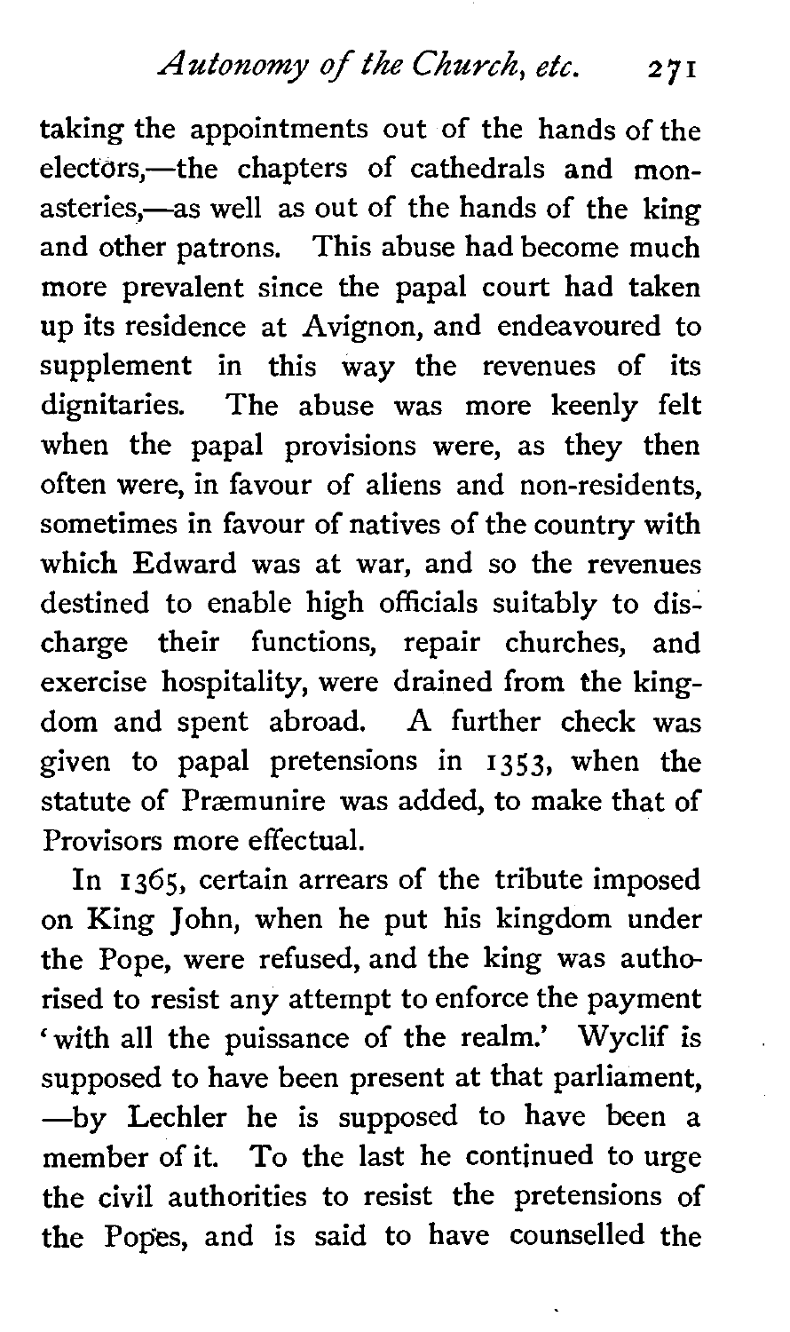taking the appointments out of the hands of the electors,—the chapters of cathedrals and monasteries,—as well as out of the hands of the king and other patrons. This abuse had become much more prevalent since the papal court had taken up its residence at Avignon, and endeavoured to supplement in this way the revenues of its dignitaries. The abuse was more keenly felt when the papal provisions were, as they then often were, in favour of aliens and non-residents, sometimes in favour of natives of the country with which Edward was at war, and so the revenues destined to enable high officials suitably to discharge their functions, repair churches, and exercise hospitality, were drained from the kingdom and spent abroad. A further check was given to papal pretensions in 1353, when the statute of Præmunire was added, to make that of Provisors more effectual.

In 1365, certain arrears of the tribute imposed on King John, when he put his kingdom under the Pope, were refused, and the king was authorised to resist any attempt to enforce the payment 'with all the puissance of the realm.' Wyclif is supposed to have been present at that parliament, —by Lechler he is supposed to have been a member of it. To the last he continued to urge the civil authorities to resist the pretensions of the Popes, and is said to have counselled the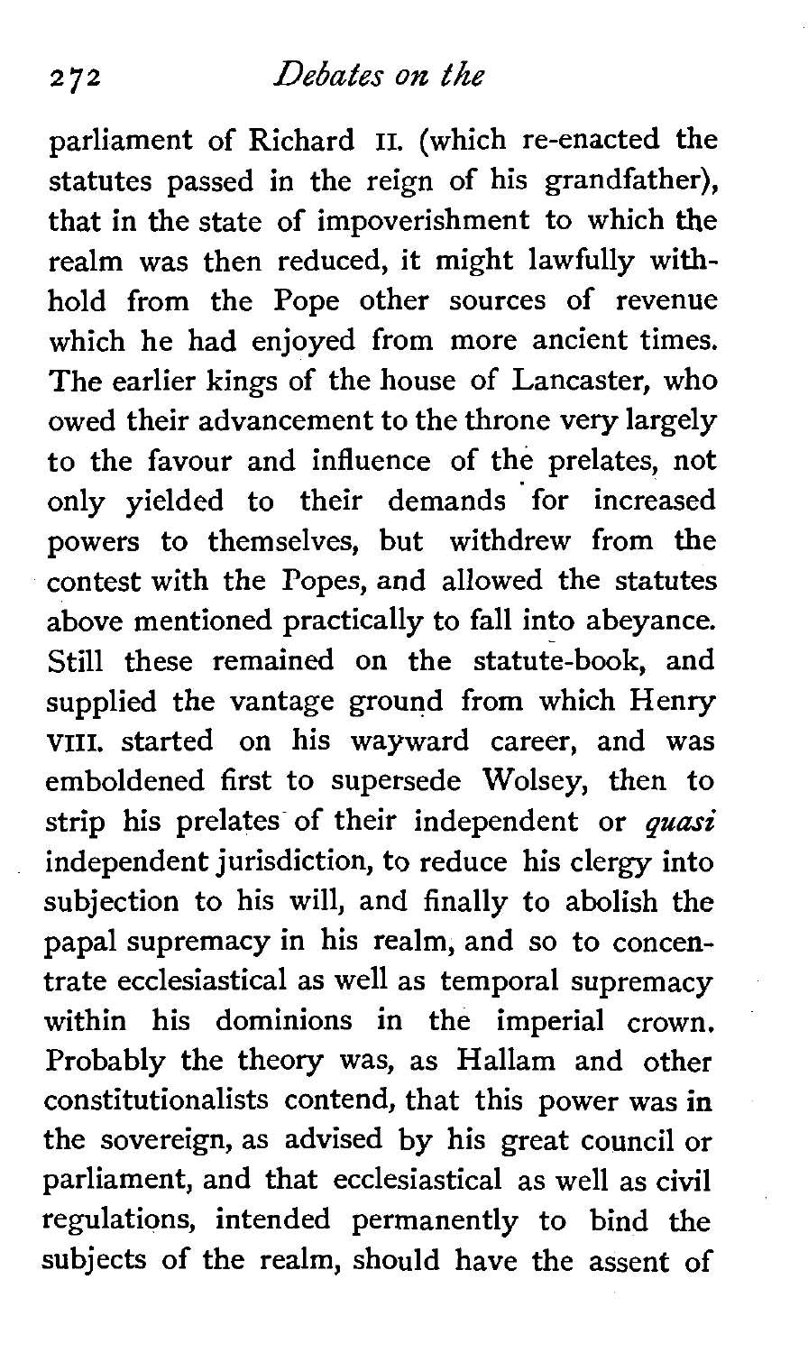parliament of Richard II. (which re-enacted the statutes passed in the reign of his grandfather), that in the state of impoverishment to which the realm was then reduced, it might lawfully withhold from the Pope other sources of revenue which he had enjoyed from more ancient times. The earlier kings of the house of Lancaster, who owed their advancement to the throne very largely to the favour and influence of the prelates, not only yielded to their demands for increased powers to themselves, but withdrew from the contest with the Popes, and allowed the statutes above mentioned practically to fall into abeyance. Still these remained on the statute-book, and supplied the vantage ground from which Henry VIII. started on his wayward career, and was emboldened first to supersede Wolsey, then to strip his prelates of their independent or *quasi* independent jurisdiction, to reduce his clergy into subjection to his will, and finally to abolish the papal supremacy in his realm, and so to concentrate ecclesiastical as well as temporal supremacy within his dominions in the imperial crown. Probably the theory was, as Hallam and other constitutionalists contend, that this power was in the sovereign, as advised by his great council or parliament, and that ecclesiastical as well as civil regulations, intended permanently to bind the subjects of the realm, should have the assent of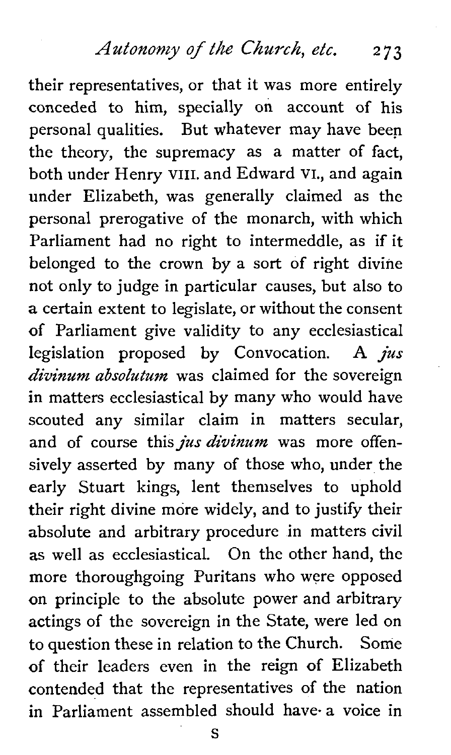their representatives, or that it was more entirely conceded to him, specially on account of his personal qualities. But whatever may have been the theory, the supremacy as a matter of fact, both under Henry VIII. and Edward VI., and again under Elizabeth, was generally claimed as the personal prerogative of the monarch, with which Parliament had no right to intermeddle, as if it belonged to the crown by a sort of right divine not only to judge in particular causes, but also to a certain extent to legislate, or without the consent of Parliament give validity to any ecclesiastical legislation proposed by Convocation. A *jus divinum absolutum* was claimed for the sovereign in matters ecclesiastical by many who would have scouted any similar claim in matters secular, and of course this *jus divinum* was more offensively asserted by many of those who, under the early Stuart kings, lent themselves to uphold their right divine more widely, and to justify their absolute and arbitrary procedure in matters civil as well as ecclesiastical. On the other hand, the more thoroughgoing Puritans who were opposed on principle to the absolute power and arbitrary actings of the sovereign in the State, were led on to question these in relation to the Church. Some of their leaders even in the reign of Elizabeth contended that the representatives of the nation in Parliament assembled should have a voice in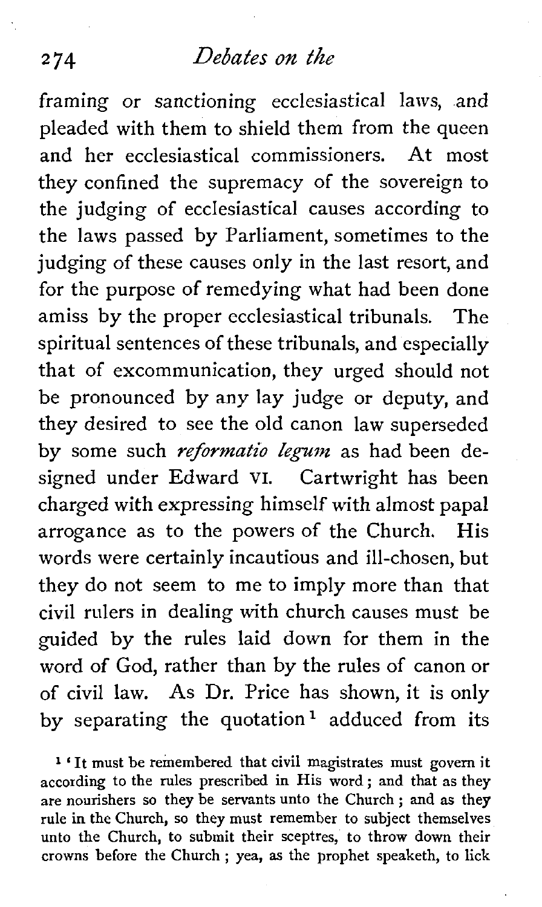framing or sanctioning ecclesiastical laws, and pleaded with them to shield them from the queen and her ecclesiastical commissioners. At most they confined the supremacy of the sovereign to the judging of ecclesiastical causes according to the laws passed by Parliament, sometimes to the judging of these causes only in the last resort, and for the purpose of remedying what had been done amiss by the proper ecclesiastical tribunals. The spiritual sentences of these tribunals, and especially that of excommunication, they urged should not be pronounced by any lay judge or deputy, and they desired to see the old canon law superseded by some such *reformatio legum* as had been designed under Edward VI. Cartwright has been charged with expressing himself with almost papal arrogance as to the powers of the Church. His words were certainly incautious and ill-chosen, but they do not seem to me to imply more than that civil rulers in dealing with church causes must be guided by the rules laid down for them in the word of God, rather than by the rules of canon or of civil law. As Dr. Price has shown, it is only by separating the quotation[1] adduced from its

[1] 'It must be remembered that civil magistrates must govern it according to the rules prescribed in His word; and that as they are nourishers so they be servants unto the Church; and as they rule in the Church, so they must remember to subject themselves unto the Church, to submit their sceptres, to throw down their crowns before the Church; yea, as the prophet speaketh, to lick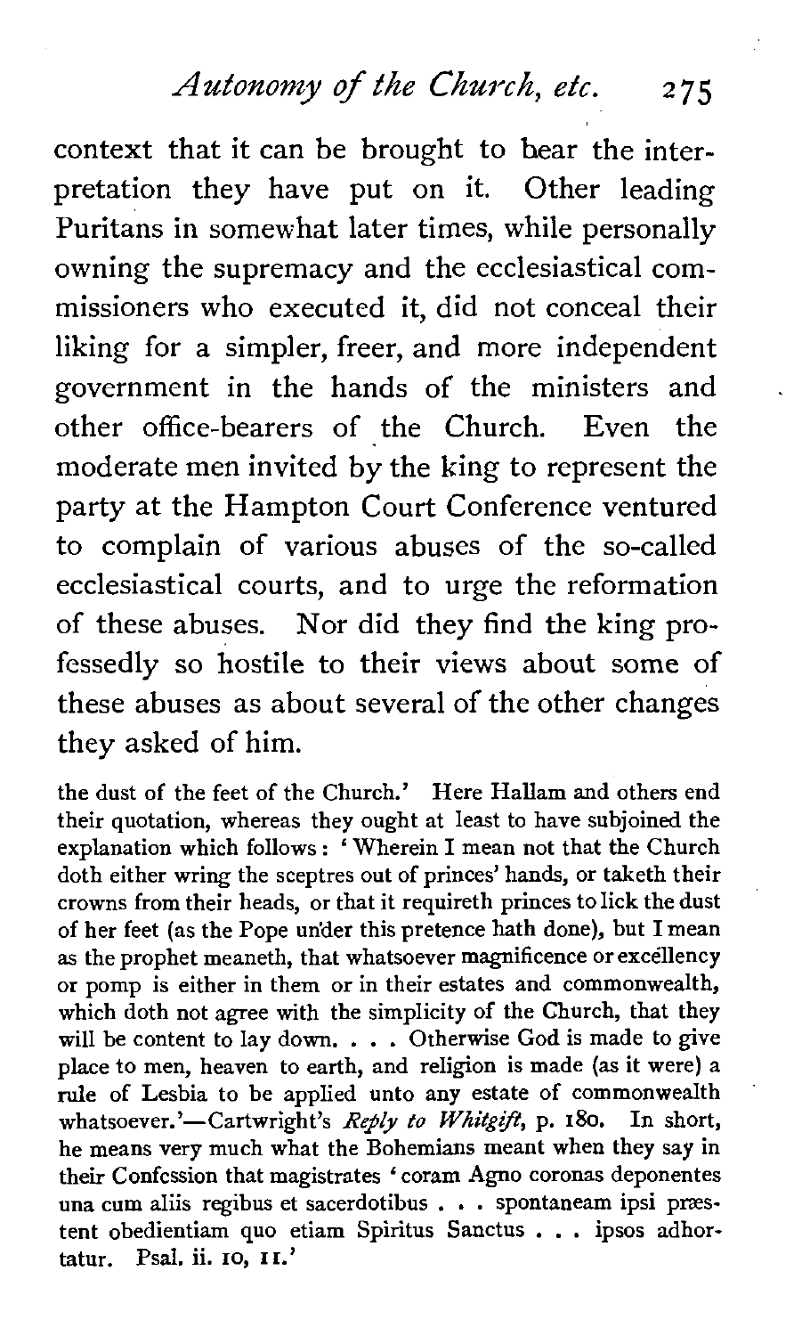context that it can be brought to bear the interpretation they have put on it. Other leading Puritans in somewhat later times, while personally owning the supremacy and the ecclesiastical commissioners who executed it, did not conceal their liking for a simpler, freer, and more independent government in the hands of the ministers and other office-bearers of the Church. Even the moderate men invited by the king to represent the party at the Hampton Court Conference ventured to complain of various abuses of the so-called ecclesiastical courts, and to urge the reformation of these abuses. Nor did they find the king professedly so hostile to their views about some of these abuses as about several of the other changes they asked of him.

the dust of the feet of the Church.' Here Hallam and others end their quotation, whereas they ought at least to have subjoined the explanation which follows: 'Wherein I mean not that the Church doth either wring the sceptres out of princes' hands, or taketh their crowns from their heads, or that it requireth princes to lick the dust of her feet (as the Pope under this pretence hath done), but I mean as the prophet meaneth, that whatsoever magnificence or excellency or pomp is either in them or in their estates and commonwealth, which doth not agree with the simplicity of the Church, that they will be content to lay down. . . . Otherwise God is made to give place to men, heaven to earth, and religion is made (as it were) a rule of Lesbia to be applied unto any estate of commonwealth whatsoever.'—Cartwright's *Reply to Whitgift*, p. 180. In short, he means very much what the Bohemians meant when they say in their Confession that magistrates 'coram Agno coronas deponentes una cum aliis regibus et sacerdotibus . . . spontaneam ipsi præstent obedientiam quo etiam Spiritus Sanctus . . . ipsos adhortatur. Psal. ii. 10, 11.'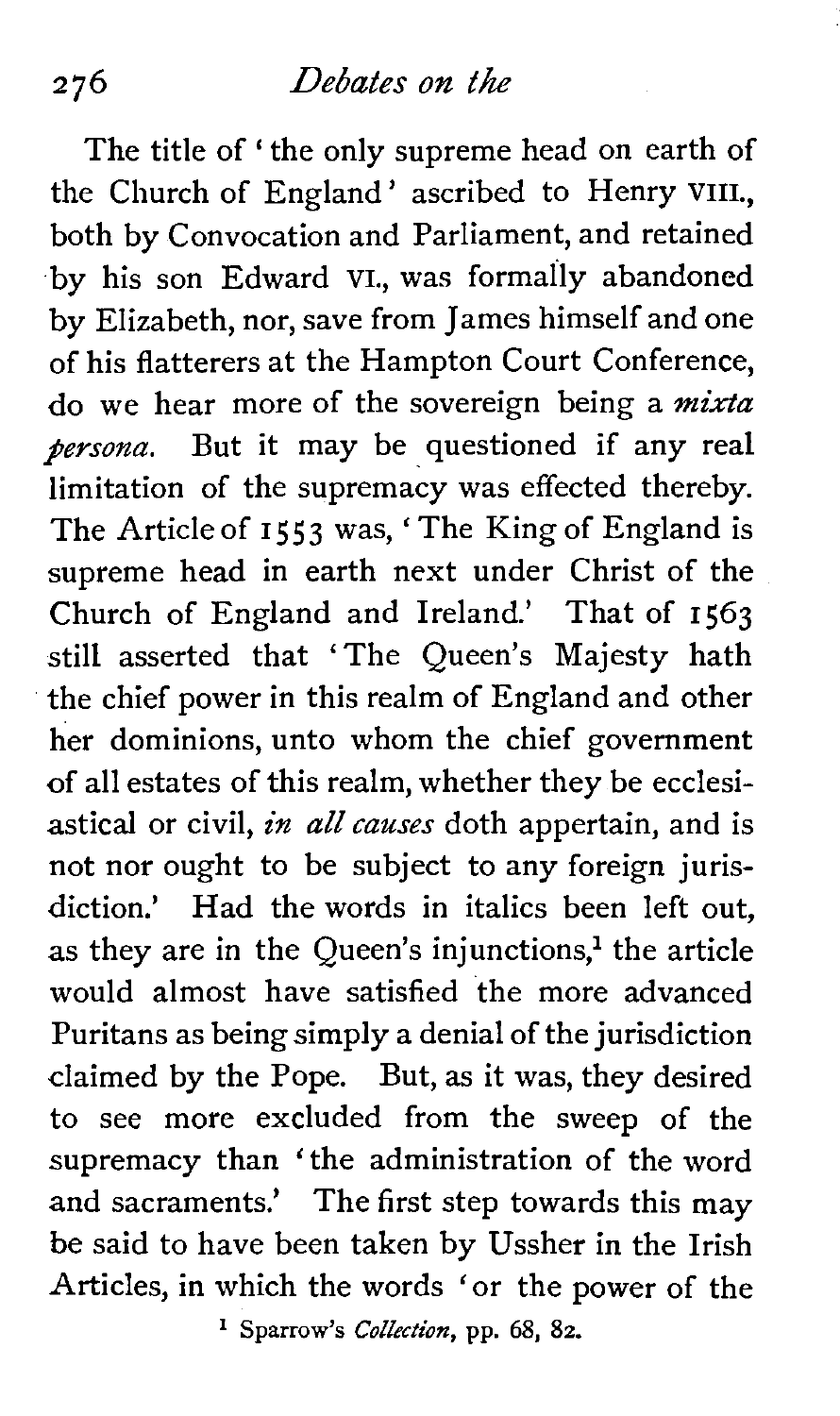The title of 'the only supreme head on earth of the Church of England' ascribed to Henry VIII., both by Convocation and Parliament, and retained by his son Edward VI., was formally abandoned by Elizabeth, nor, save from James himself and one of his flatterers at the Hampton Court Conference, do we hear more of the sovereign being a *mixta persona*. But it may be questioned if any real limitation of the supremacy was effected thereby. The Article of 1553 was, 'The King of England is supreme head in earth next under Christ of the Church of England and Ireland.' That of 1563 still asserted that 'The Queen's Majesty hath the chief power in this realm of England and other her dominions, unto whom the chief government of all estates of this realm, whether they be ecclesiastical or civil, *in all causes* doth appertain, and is not nor ought to be subject to any foreign jurisdiction.' Had the words in italics been left out, as they are in the Queen's injunctions,[1] the article would almost have satisfied the more advanced Puritans as being simply a denial of the jurisdiction claimed by the Pope. But, as it was, they desired to see more excluded from the sweep of the supremacy than 'the administration of the word and sacraments.' The first step towards this may be said to have been taken by Ussher in the Irish Articles, in which the words 'or the power of the

[1] Sparrow's *Collection*, pp. 68, 82.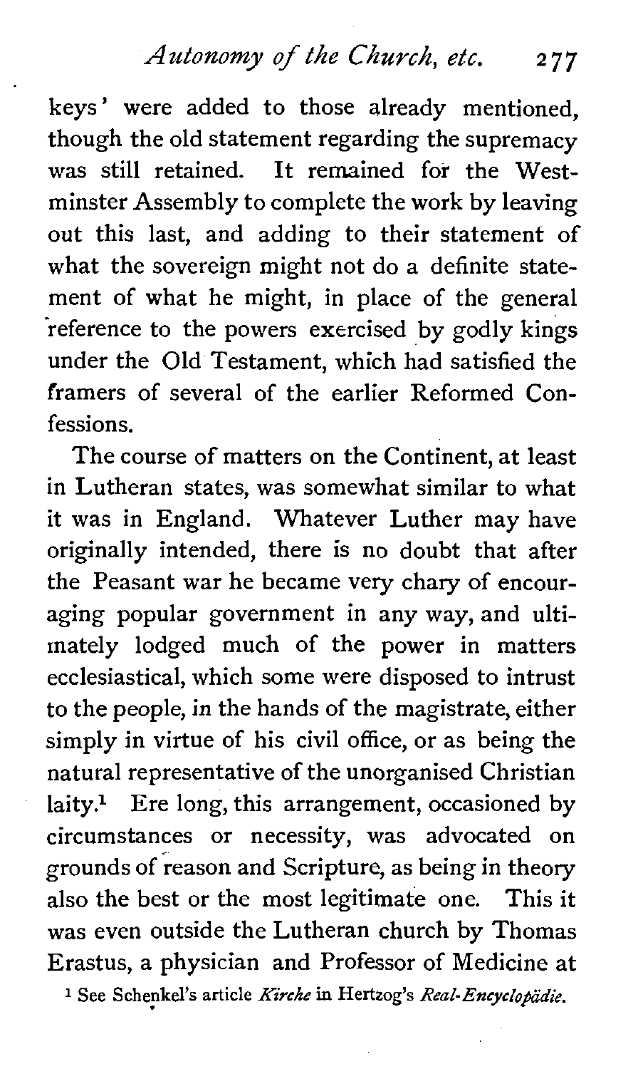keys' were added to those already mentioned, though the old statement regarding the supremacy was still retained. It remained for the Westminster Assembly to complete the work by leaving out this last, and adding to their statement of what the sovereign might not do a definite statement of what he might, in place of the general reference to the powers exercised by godly kings under the Old Testament, which had satisfied the framers of several of the earlier Reformed Confessions.

The course of matters on the Continent, at least in Lutheran states, was somewhat similar to what it was in England. Whatever Luther may have originally intended, there is no doubt that after the Peasant war he became very chary of encouraging popular government in any way, and ultimately lodged much of the power in matters ecclesiastical, which some were disposed to intrust to the people, in the hands of the magistrate, either simply in virtue of his civil office, or as being the natural representative of the unorganised Christian laity.[1] Ere long, this arrangement, occasioned by circumstances or necessity, was advocated on grounds of reason and Scripture, as being in theory also the best or the most legitimate one. This it was even outside the Lutheran church by Thomas Erastus, a physician and Professor of Medicine at

[1] See Schenkel's article *Kirche* in Hertzog's *Real-Encyclopädie.*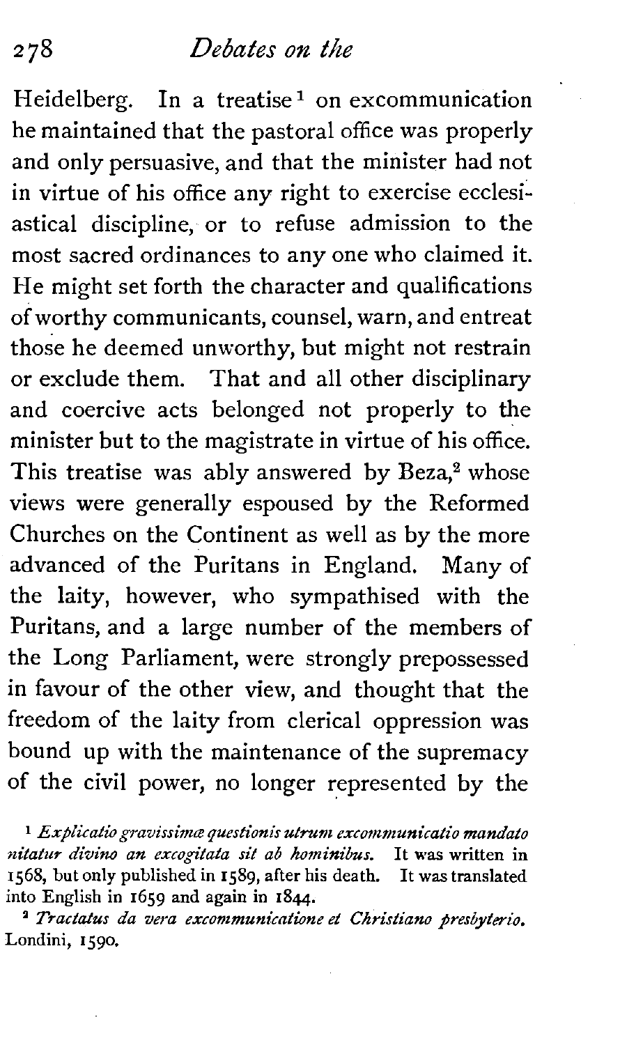Heidelberg. In a treatise[1] on excommunication he maintained that the pastoral office was properly and only persuasive, and that the minister had not in virtue of his office any right to exercise ecclesiastical discipline, or to refuse admission to the most sacred ordinances to any one who claimed it. He might set forth the character and qualifications of worthy communicants, counsel, warn, and entreat those he deemed unworthy, but might not restrain or exclude them. That and all other disciplinary and coercive acts belonged not properly to the minister but to the magistrate in virtue of his office. This treatise was ably answered by Beza,[2] whose views were generally espoused by the Reformed Churches on the Continent as well as by the more advanced of the Puritans in England. Many of the laity, however, who sympathised with the Puritans, and a large number of the members of the Long Parliament, were strongly prepossessed in favour of the other view, and thought that the freedom of the laity from clerical oppression was bound up with the maintenance of the supremacy of the civil power, no longer represented by the

[1] *Explicatio gravissimæ questionis utrum excommunicatio mandato nitatur divino an excogitata sit ab hominibus.* It was written in 1568, but only published in 1589, after his death. It was translated into English in 1659 and again in 1844.

[2] *Tractatus da vera excommunicatione et Christiano presbyterio.* Londini, 1590.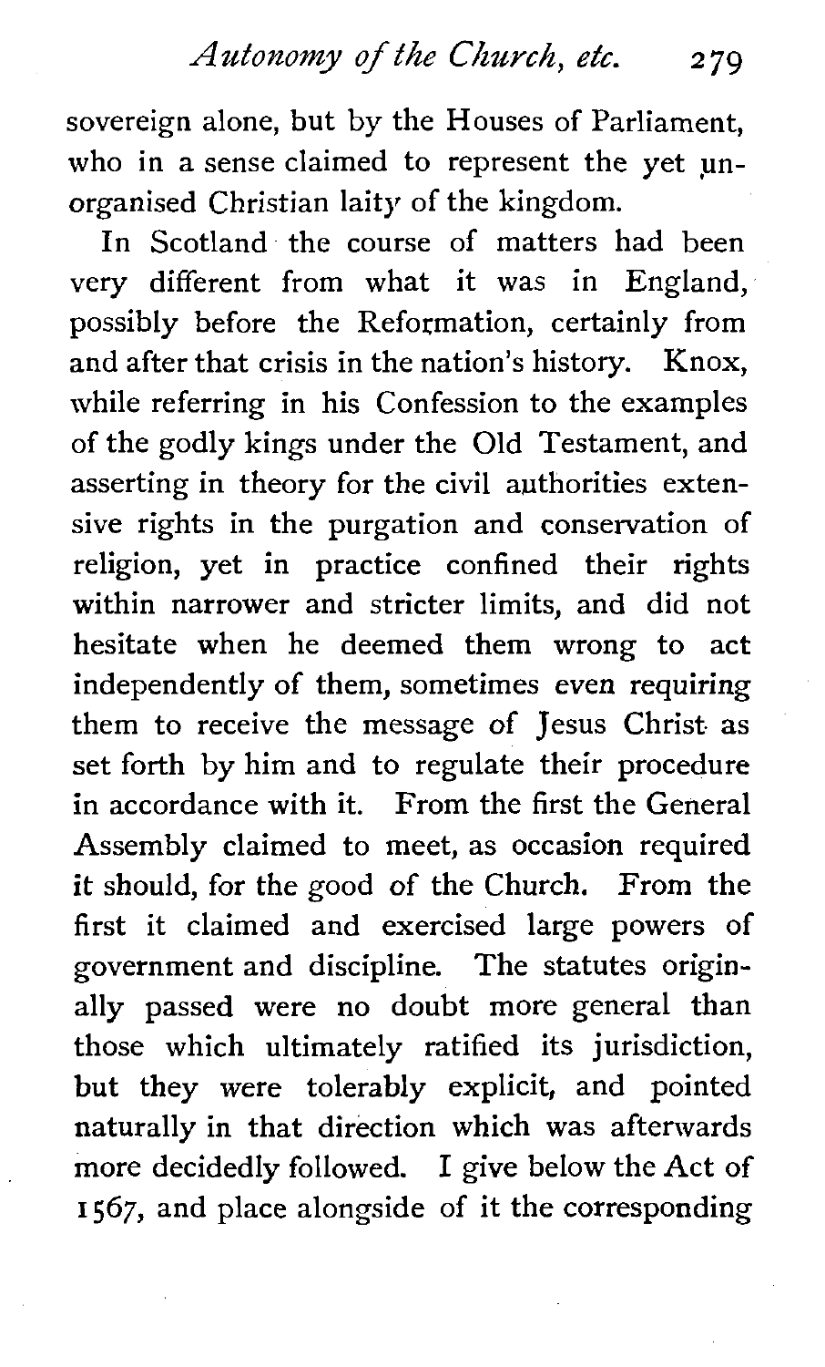sovereign alone, but by the Houses of Parliament, who in a sense claimed to represent the yet unorganised Christian laity of the kingdom.

In Scotland the course of matters had been very different from what it was in England, possibly before the Reformation, certainly from and after that crisis in the nation's history. Knox, while referring in his Confession to the examples of the godly kings under the Old Testament, and asserting in theory for the civil authorities extensive rights in the purgation and conservation of religion, yet in practice confined their rights within narrower and stricter limits, and did not hesitate when he deemed them wrong to act independently of them, sometimes even requiring them to receive the message of Jesus Christ as set forth by him and to regulate their procedure in accordance with it. From the first the General Assembly claimed to meet, as occasion required it should, for the good of the Church. From the first it claimed and exercised large powers of government and discipline. The statutes originally passed were no doubt more general than those which ultimately ratified its jurisdiction, but they were tolerably explicit, and pointed naturally in that direction which was afterwards more decidedly followed. I give below the Act of 1567, and place alongside of it the corresponding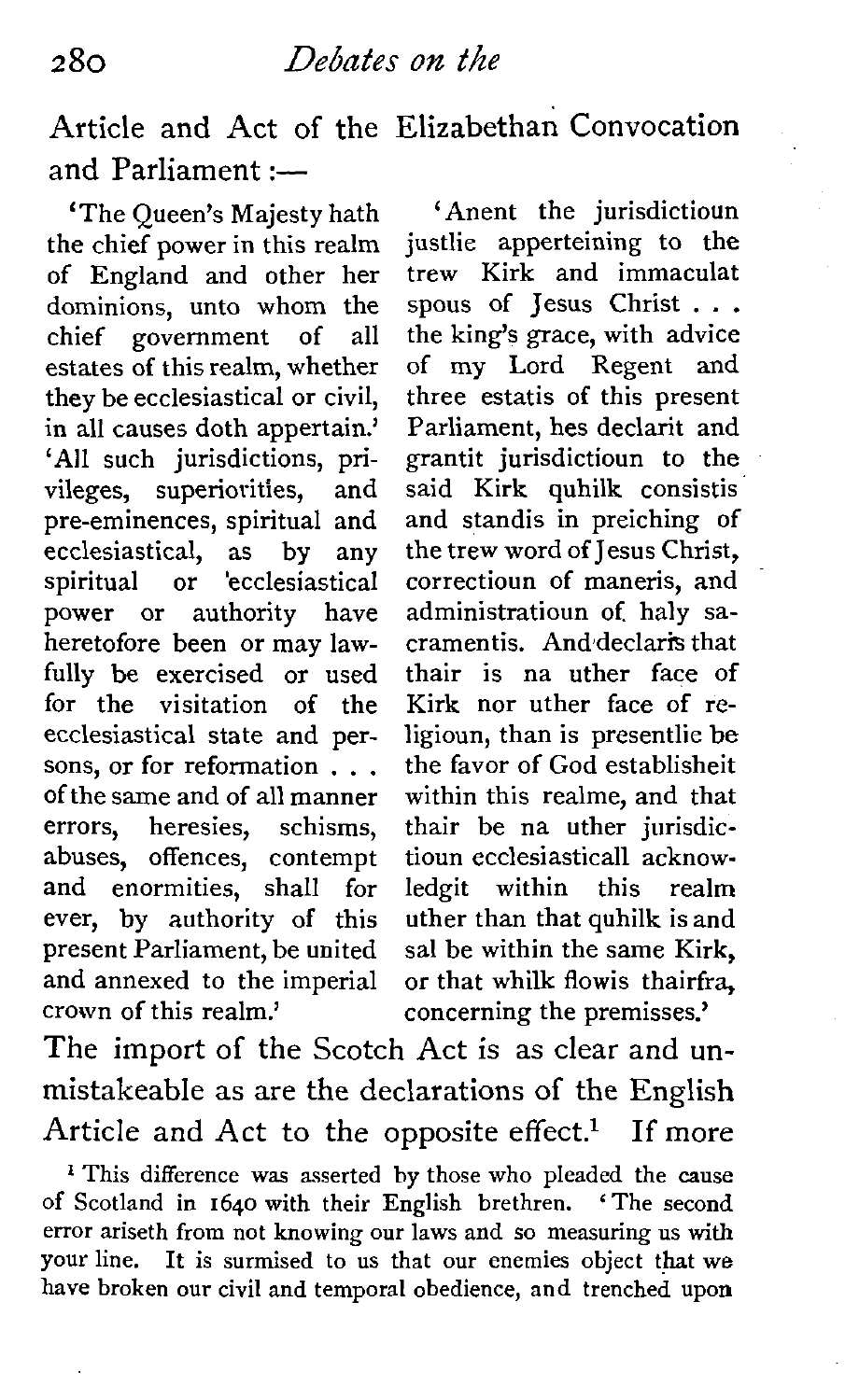Article and Act of the Elizabethan Convocation and Parliament :—

'The Queen's Majesty hath the chief power in this realm of England and other her dominions, unto whom the chief government of all estates of this realm, whether they be ecclesiastical or civil, in all causes doth appertain.' 'All such jurisdictions, privileges, superiorities, and pre-eminences, spiritual and ecclesiastical, as by any spiritual or 'ecclesiastical power or authority have heretofore been or may lawfully be exercised or used for the visitation of the ecclesiastical state and persons, or for reformation . . . of the same and of all manner errors, heresies, schisms, abuses, offences, contempt and enormities, shall for ever, by authority of this present Parliament, be united and annexed to the imperial crown of this realm.'

'Anent the jurisdictioun justlie apperteining to the trew Kirk and immaculat spous of Jesus Christ . . . the king's grace, with advice of my Lord Regent and three estatis of this present Parliament, hes declarit and grantit jurisdictioun to the said Kirk quhilk consistis and standis in preiching of the trew word of Jesus Christ, correctioun of maneris, and administratioun of haly sacramentis. And declaris that thair is na uther face of Kirk nor uther face of religioun, than is presentlie be the favor of God establisheit within this realme, and that thair be na uther jurisdictioun ecclesiasticall acknowledgit within this realm uther than that quhilk is and sal be within the same Kirk, or that whilk flowis thairfra, concerning the premisses.'

The import of the Scotch Act is as clear and unmistakeable as are the declarations of the English Article and Act to the opposite effect.[1] If more

[1] This difference was asserted by those who pleaded the cause of Scotland in 1640 with their English brethren. 'The second error ariseth from not knowing our laws and so measuring us with your line. It is surmised to us that our enemies object that we have broken our civil and temporal obedience, and trenched upon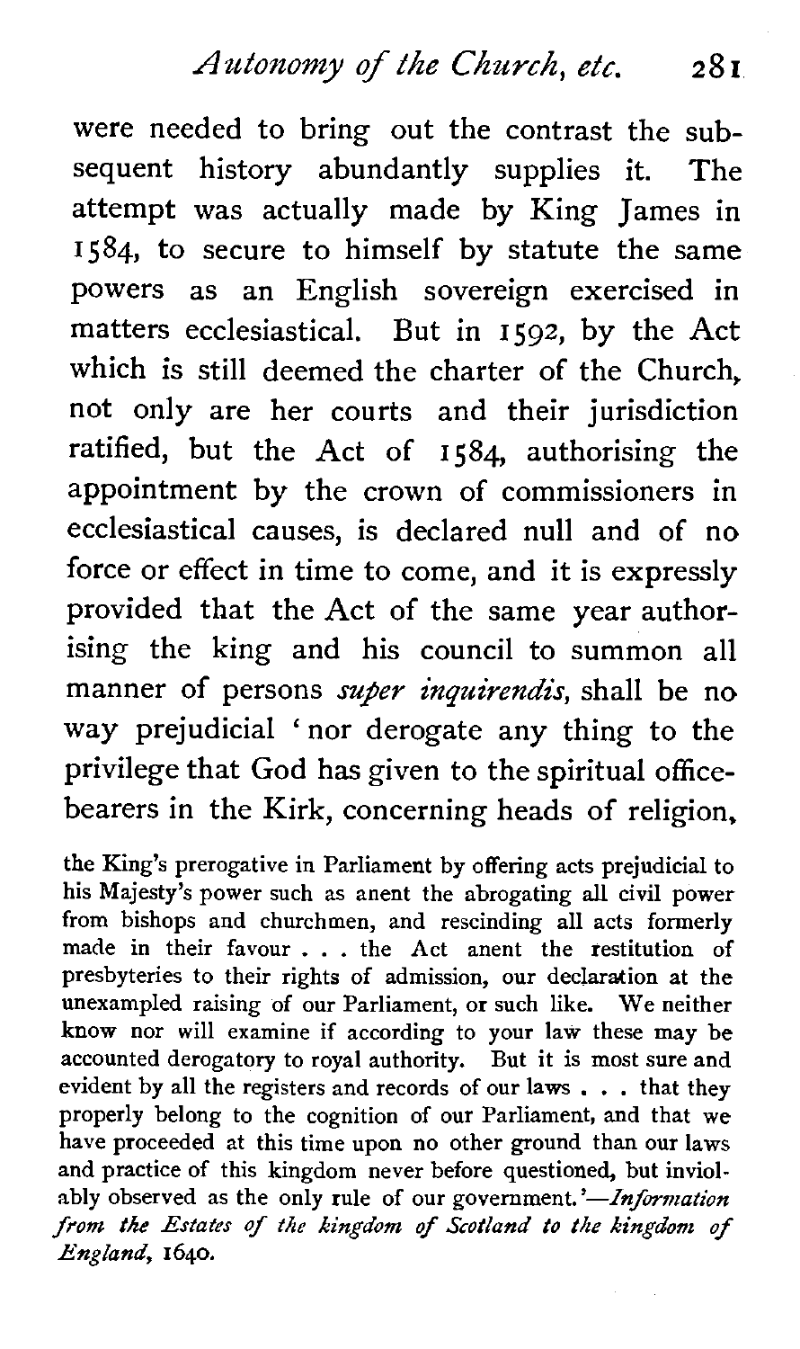were needed to bring out the contrast the subsequent history abundantly supplies it. The attempt was actually made by King James in 1584, to secure to himself by statute the same powers as an English sovereign exercised in matters ecclesiastical. But in 1592, by the Act which is still deemed the charter of the Church, not only are her courts and their jurisdiction ratified, but the Act of 1584, authorising the appointment by the crown of commissioners in ecclesiastical causes, is declared null and of no force or effect in time to come, and it is expressly provided that the Act of the same year authorising the king and his council to summon all manner of persons *super inquirendis*, shall be no way prejudicial 'nor derogate any thing to the privilege that God has given to the spiritual office-bearers in the Kirk, concerning heads of religion,

the King's prerogative in Parliament by offering acts prejudicial to his Majesty's power such as anent the abrogating all civil power from bishops and churchmen, and rescinding all acts formerly made in their favour . . . the Act anent the restitution of presbyteries to their rights of admission, our declaration at the unexampled raising of our Parliament, or such like. We neither know nor will examine if according to your law these may be accounted derogatory to royal authority. But it is most sure and evident by all the registers and records of our laws . . . that they properly belong to the cognition of our Parliament, and that we have proceeded at this time upon no other ground than our laws and practice of this kingdom never before questioned, but inviolably observed as the only rule of our government.'—*Information from the Estates of the kingdom of Scotland to the kingdom of England*, 1640.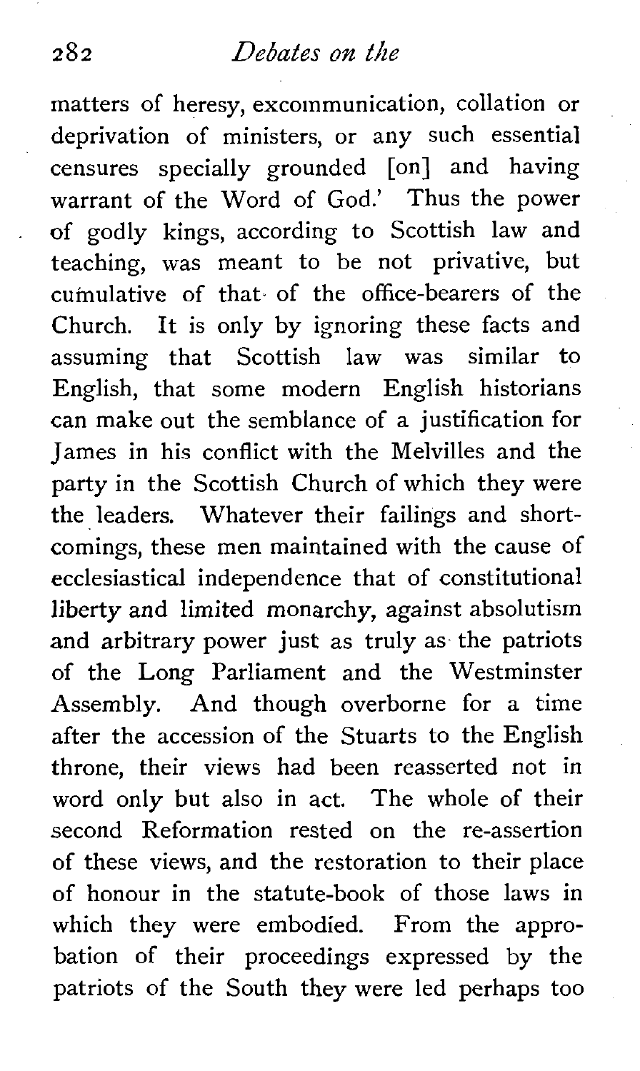matters of heresy, excommunication, collation or deprivation of ministers, or any such essential censures specially grounded [on] and having warrant of the Word of God.' Thus the power of godly kings, according to Scottish law and teaching, was meant to be not privative, but cumulative of that of the office-bearers of the Church. It is only by ignoring these facts and assuming that Scottish law was similar to English, that some modern English historians can make out the semblance of a justification for James in his conflict with the Melvilles and the party in the Scottish Church of which they were the leaders. Whatever their failings and shortcomings, these men maintained with the cause of ecclesiastical independence that of constitutional liberty and limited monarchy, against absolutism and arbitrary power just as truly as the patriots of the Long Parliament and the Westminster Assembly. And though overborne for a time after the accession of the Stuarts to the English throne, their views had been reasserted not in word only but also in act. The whole of their second Reformation rested on the re-assertion of these views, and the restoration to their place of honour in the statute-book of those laws in which they were embodied. From the approbation of their proceedings expressed by the patriots of the South they were led perhaps too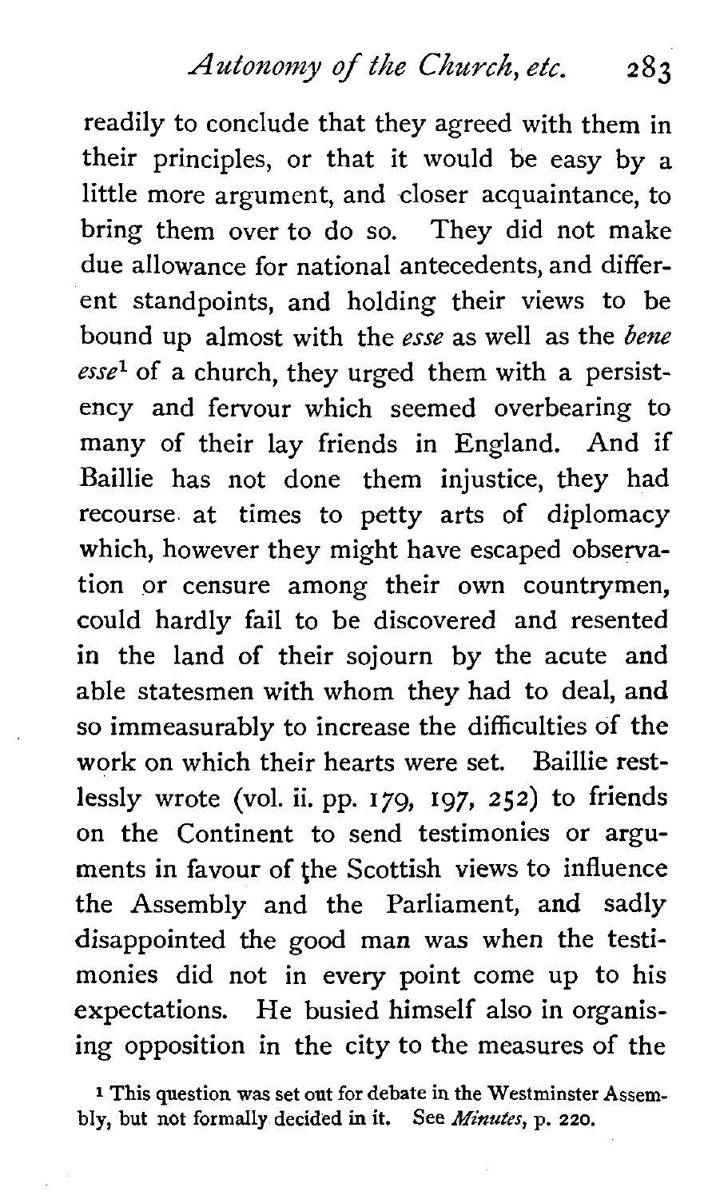readily to conclude that they agreed with them in their principles, or that it would be easy by a little more argument, and closer acquaintance, to bring them over to do so. They did not make due allowance for national antecedents, and different standpoints, and holding their views to be bound up almost with the *esse* as well as the *bene esse*[1] of a church, they urged them with a persistency and fervour which seemed overbearing to many of their lay friends in England. And if Baillie has not done them injustice, they had recourse at times to petty arts of diplomacy which, however they might have escaped observation or censure among their own countrymen, could hardly fail to be discovered and resented in the land of their sojourn by the acute and able statesmen with whom they had to deal, and so immeasurably to increase the difficulties of the work on which their hearts were set. Baillie restlessly wrote (vol. ii. pp. 179, 197, 252) to friends on the Continent to send testimonies or arguments in favour of the Scottish views to influence the Assembly and the Parliament, and sadly disappointed the good man was when the testimonies did not in every point come up to his expectations. He busied himself also in organising opposition in the city to the measures of the

[1] This question was set out for debate in the Westminster Assembly, but not formally decided in it. See *Minutes*, p. 220.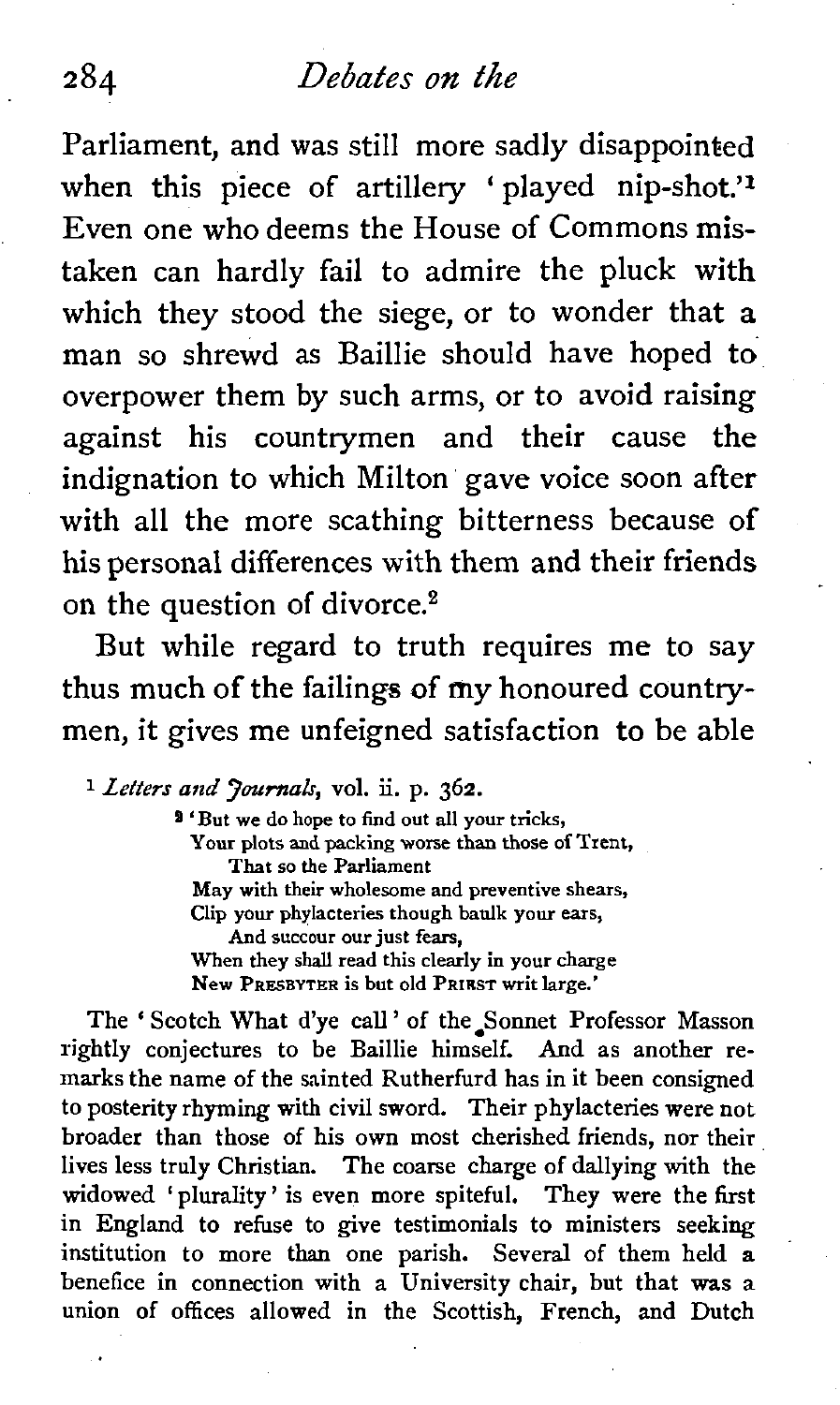Parliament, and was still more sadly disappointed when this piece of artillery 'played nip-shot.'[1] Even one who deems the House of Commons mistaken can hardly fail to admire the pluck with which they stood the siege, or to wonder that a man so shrewd as Baillie should have hoped to overpower them by such arms, or to avoid raising against his countrymen and their cause the indignation to which Milton gave voice soon after with all the more scathing bitterness because of his personal differences with them and their friends on the question of divorce.[2]

But while regard to truth requires me to say thus much of the failings of my honoured countrymen, it gives me unfeigned satisfaction to be able

[1] *Letters and Journals*, vol. ii. p. 362.

[2] 'But we do hope to find out all your tricks,
Your plots and packing worse than those of Trent,
That so the Parliament
May with their wholesome and preventive shears,
Clip your phylacteries though baulk your ears,
And succour our just fears,
When they shall read this clearly in your charge
New PRESBYTER is but old PRIEST writ large.'

The 'Scotch What d'ye call' of the Sonnet Professor Masson rightly conjectures to be Baillie himself. And as another remarks the name of the sainted Rutherfurd has in it been consigned to posterity rhyming with civil sword. Their phylacteries were not broader than those of his own most cherished friends, nor their lives less truly Christian. The coarse charge of dallying with the widowed 'plurality' is even more spiteful. They were the first in England to refuse to give testimonials to ministers seeking institution to more than one parish. Several of them held a benefice in connection with a University chair, but that was a union of offices allowed in the Scottish, French, and Dutch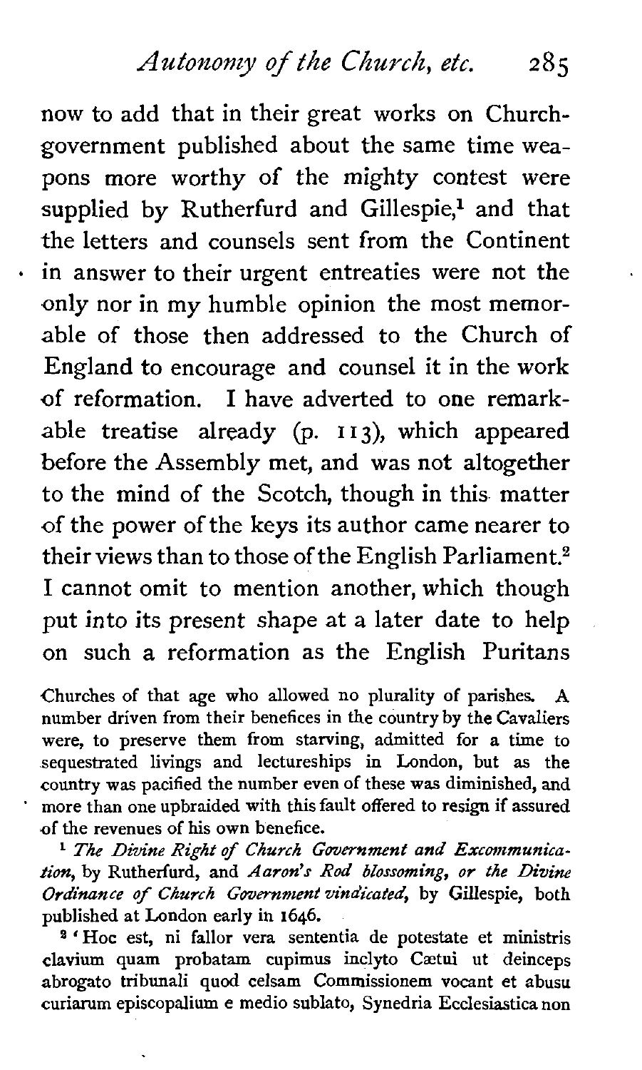now to add that in their great works on Church-government published about the same time weapons more worthy of the mighty contest were supplied by Rutherfurd and Gillespie,[1] and that the letters and counsels sent from the Continent in answer to their urgent entreaties were not the only nor in my humble opinion the most memorable of those then addressed to the Church of England to encourage and counsel it in the work of reformation. I have adverted to one remarkable treatise already (p. 113), which appeared before the Assembly met, and was not altogether to the mind of the Scotch, though in this matter of the power of the keys its author came nearer to their views than to those of the English Parliament.[2] I cannot omit to mention another, which though put into its present shape at a later date to help on such a reformation as the English Puritans

Churches of that age who allowed no plurality of parishes. A number driven from their benefices in the country by the Cavaliers were, to preserve them from starving, admitted for a time to sequestrated livings and lectureships in London, but as the country was pacified the number even of these was diminished, and more than one upbraided with this fault offered to resign if assured of the revenues of his own benefice.

[1] *The Divine Right of Church Government and Excommunication*, by Rutherfurd, and *Aaron's Rod blossoming, or the Divine Ordinance of Church Government vindicated*, by Gillespie, both published at London early in 1646.

[2] 'Hoc est, ni fallor vera sententia de potestate et ministris clavium quam probatam cupimus inclyto Cætui ut deinceps abrogato tribunali quod celsam Commissionem vocant et abusu curiarum episcopalium e medio sublato, Synedria Ecclesiastica non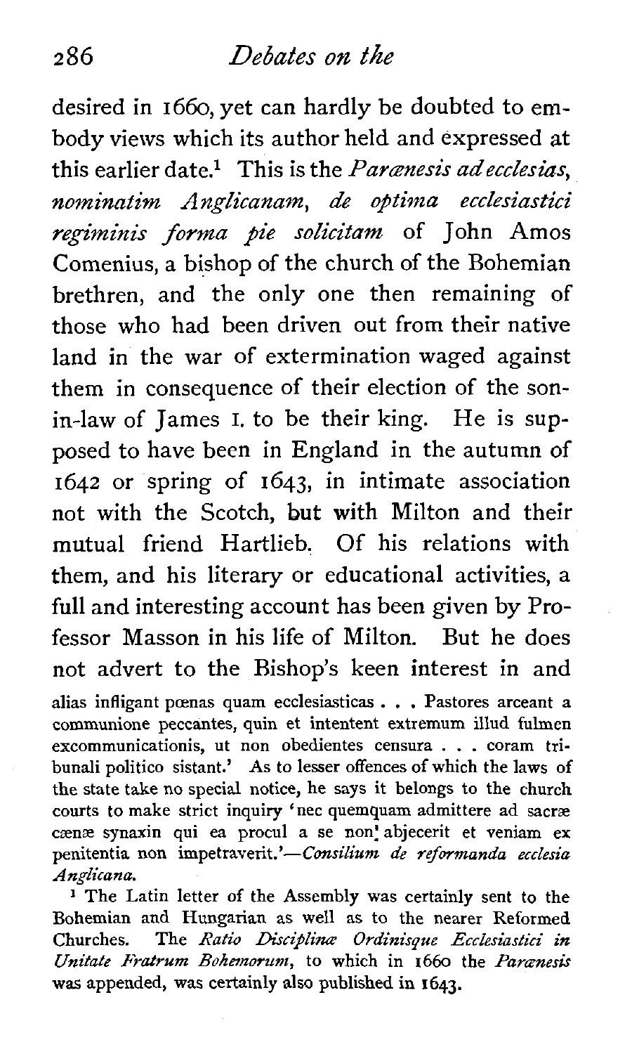desired in 1660, yet can hardly be doubted to embody views which its author held and expressed at this earlier date.[1] This is the *Parænesis ad ecclesias, nominatim Anglicanam, de optima ecclesiastici regiminis forma pie solicitam* of John Amos Comenius, a bishop of the church of the Bohemian brethren, and the only one then remaining of those who had been driven out from their native land in the war of extermination waged against them in consequence of their election of the son-in-law of James I. to be their king. He is supposed to have been in England in the autumn of 1642 or spring of 1643, in intimate association not with the Scotch, but with Milton and their mutual friend Hartlieb. Of his relations with them, and his literary or educational activities, a full and interesting account has been given by Professor Masson in his life of Milton. But he does not advert to the Bishop's keen interest in and

alias infligant pœnas quam ecclesiasticas . . . Pastores arceant a communione peccantes, quin et intentent extremum illud fulmen excommunicationis, ut non obedientes censura . . . coram tribunali politico sistant.' As to lesser offences of which the laws of the state take no special notice, he says it belongs to the church courts to make strict inquiry 'nec quemquam admittere ad sacræ cœnæ synaxin qui ea procul a se non abjecerit et veniam ex penitentia non impetraverit.'—*Consilium de reformanda ecclesia Anglicana.*

[1] The Latin letter of the Assembly was certainly sent to the Bohemian and Hungarian as well as to the nearer Reformed Churches. The *Ratio Disciplinæ Ordinisque Ecclesiastici in Unitate Fratrum Bohemorum*, to which in 1660 the *Parænesis* was appended, was certainly also published in 1643.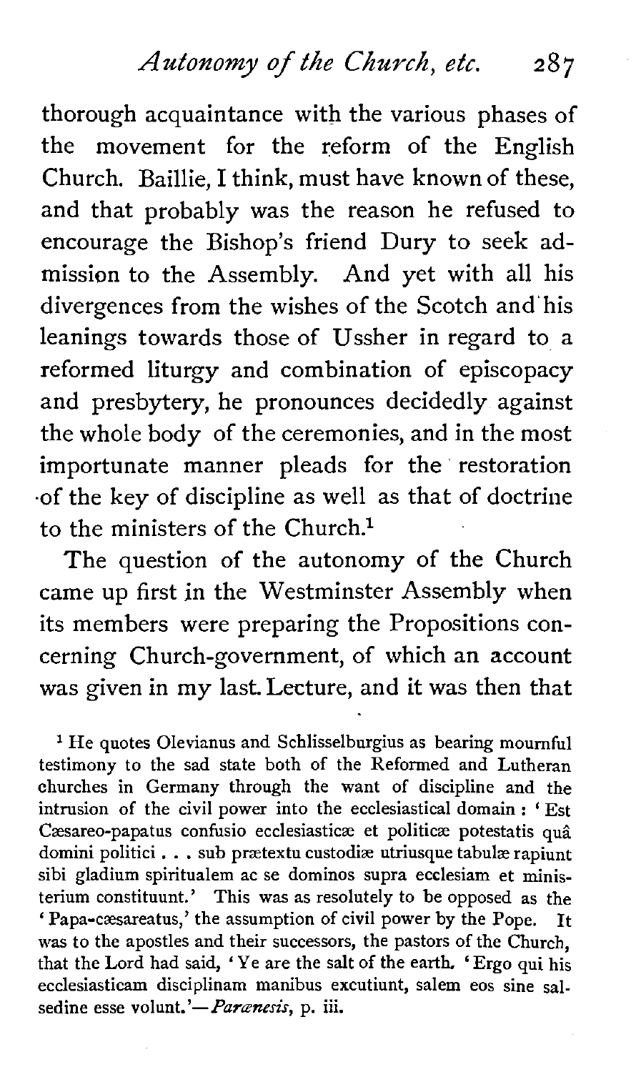thorough acquaintance with the various phases of the movement for the reform of the English Church. Baillie, I think, must have known of these, and that probably was the reason he refused to encourage the Bishop's friend Dury to seek admission to the Assembly. And yet with all his divergences from the wishes of the Scotch and his leanings towards those of Ussher in regard to a reformed liturgy and combination of episcopacy and presbytery, he pronounces decidedly against the whole body of the ceremonies, and in the most importunate manner pleads for the restoration of the key of discipline as well as that of doctrine to the ministers of the Church.[1]

The question of the autonomy of the Church came up first in the Westminster Assembly when its members were preparing the Propositions concerning Church-government, of which an account was given in my last Lecture, and it was then that

[1] He quotes Olevianus and Schlisselburgius as bearing mournful testimony to the sad state both of the Reformed and Lutheran churches in Germany through the want of discipline and the intrusion of the civil power into the ecclesiastical domain : 'Est Cæsareo-papatus confusio ecclesiasticæ et politicæ potestatis quâ domini politici . . . sub prætextu custodiæ utriusque tabulæ rapiunt sibi gladium spiritualem ac se dominos supra ecclesiam et ministerium constituunt.' This was as resolutely to be opposed as the 'Papa-cæsareatus,' the assumption of civil power by the Pope. It was to the apostles and their successors, the pastors of the Church, that the Lord had said, 'Ye are the salt of the earth. 'Ergo qui his ecclesiasticam disciplinam manibus excutiunt, salem eos sine salsedine esse volunt.'—*Parænesis*, p. iii.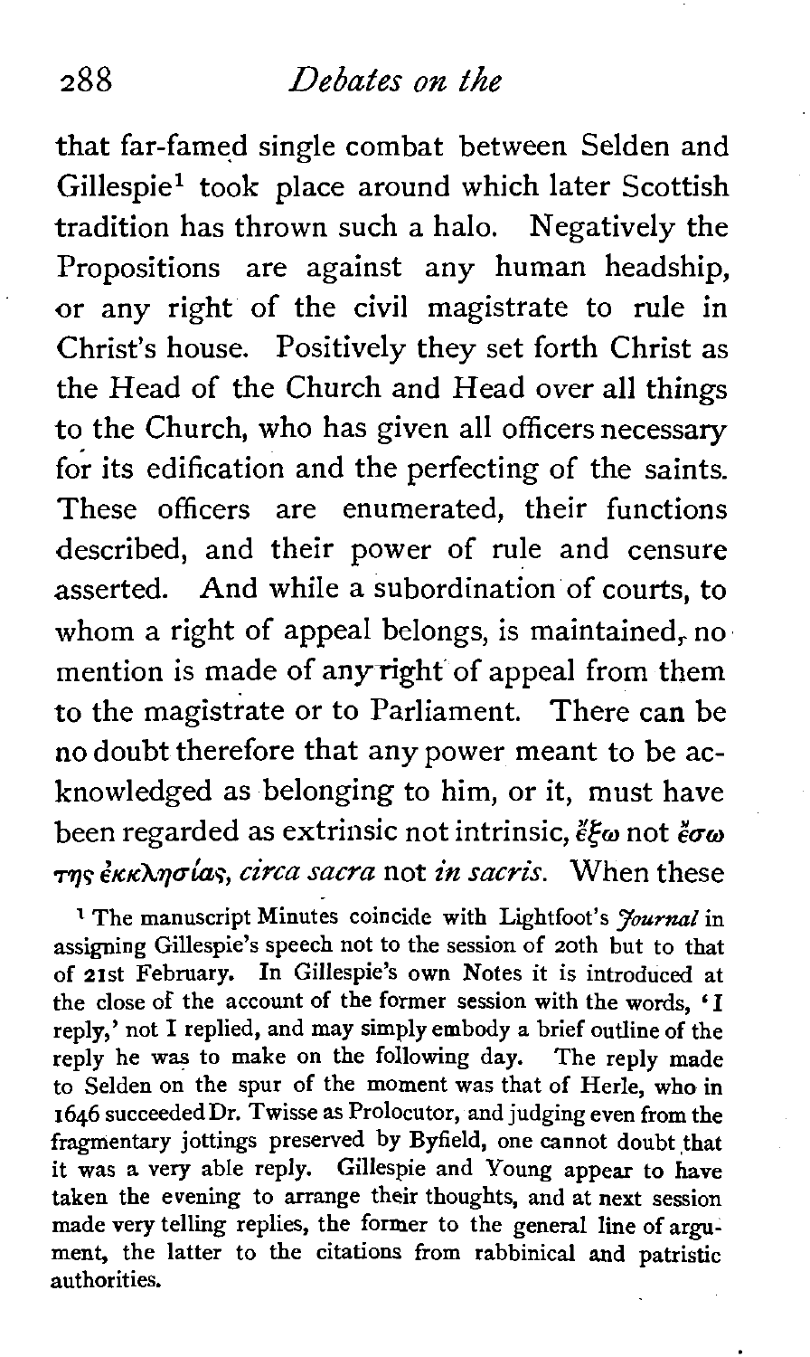that far-famed single combat between Selden and Gillespie[1] took place around which later Scottish tradition has thrown such a halo. Negatively the Propositions are against any human headship, or any right of the civil magistrate to rule in Christ's house. Positively they set forth Christ as the Head of the Church and Head over all things to the Church, who has given all officers necessary for its edification and the perfecting of the saints. These officers are enumerated, their functions described, and their power of rule and censure asserted. And while a subordination of courts, to whom a right of appeal belongs, is maintained, no mention is made of any right of appeal from them to the magistrate or to Parliament. There can be no doubt therefore that any power meant to be acknowledged as belonging to him, or it, must have been regarded as extrinsic not intrinsic, ἔξω not ἔσω της ἐκκλησίας, *circa sacra* not *in sacris*. When these

[1] The manuscript Minutes coincide with Lightfoot's *Journal* in assigning Gillespie's speech not to the session of 20th but to that of 21st February. In Gillespie's own Notes it is introduced at the close of the account of the former session with the words, 'I reply,' not I replied, and may simply embody a brief outline of the reply he was to make on the following day. The reply made to Selden on the spur of the moment was that of Herle, who in 1646 succeeded Dr. Twisse as Prolocutor, and judging even from the fragmentary jottings preserved by Byfield, one cannot doubt that it was a very able reply. Gillespie and Young appear to have taken the evening to arrange their thoughts, and at next session made very telling replies, the former to the general line of argument, the latter to the citations from rabbinical and patristic authorities.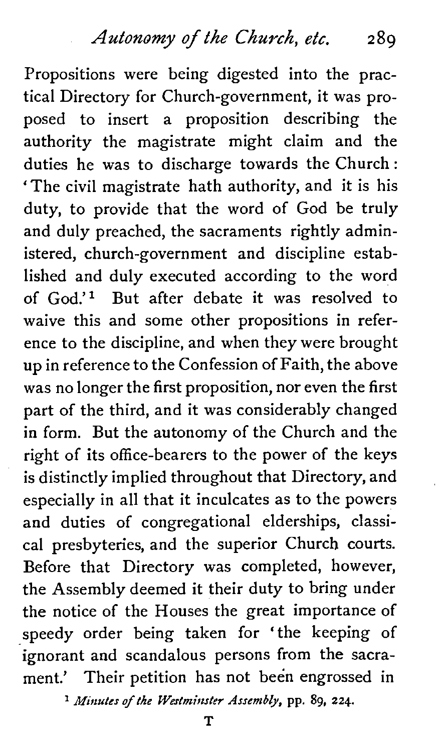Propositions were being digested into the practical Directory for Church-government, it was proposed to insert a proposition describing the authority the magistrate might claim and the duties he was to discharge towards the Church: 'The civil magistrate hath authority, and it is his duty, to provide that the word of God be truly and duly preached, the sacraments rightly administered, church-government and discipline established and duly executed according to the word of God.'[1] But after debate it was resolved to waive this and some other propositions in reference to the discipline, and when they were brought up in reference to the Confession of Faith, the above was no longer the first proposition, nor even the first part of the third, and it was considerably changed in form. But the autonomy of the Church and the right of its office-bearers to the power of the keys is distinctly implied throughout that Directory, and especially in all that it inculcates as to the powers and duties of congregational elderships, classical presbyteries, and the superior Church courts. Before that Directory was completed, however, the Assembly deemed it their duty to bring under the notice of the Houses the great importance of speedy order being taken for 'the keeping of ignorant and scandalous persons from the sacrament.' Their petition has not been engrossed in

[1] *Minutes of the Westminster Assembly*, pp. 89, 224.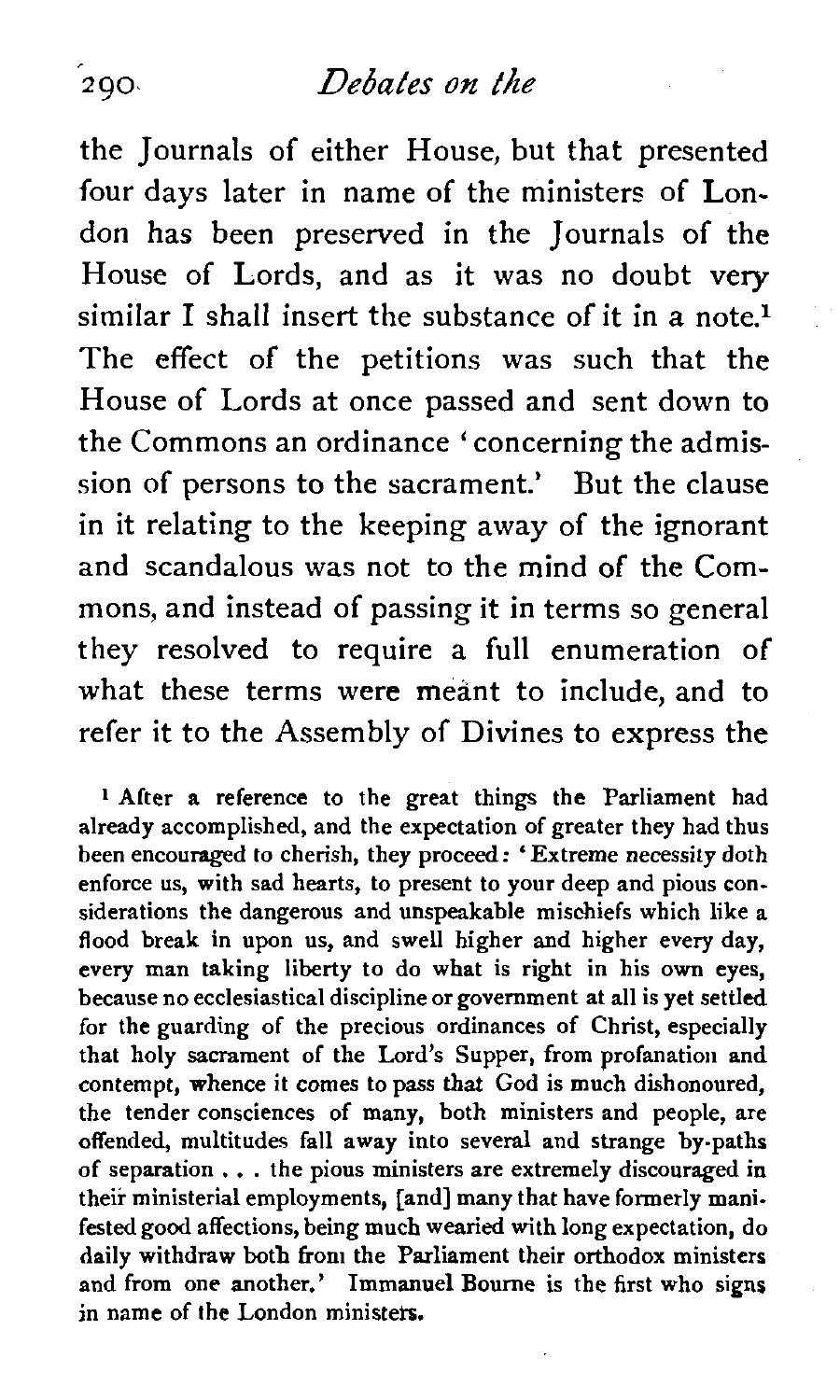the Journals of either House, but that presented four days later in name of the ministers of London has been preserved in the Journals of the House of Lords, and as it was no doubt very similar I shall insert the substance of it in a note.[1] The effect of the petitions was such that the House of Lords at once passed and sent down to the Commons an ordinance 'concerning the admission of persons to the sacrament.' But the clause in it relating to the keeping away of the ignorant and scandalous was not to the mind of the Commons, and instead of passing it in terms so general they resolved to require a full enumeration of what these terms were meant to include, and to refer it to the Assembly of Divines to express the

[1] After a reference to the great things the Parliament had already accomplished, and the expectation of greater they had thus been encouraged to cherish, they proceed: 'Extreme necessity doth enforce us, with sad hearts, to present to your deep and pious considerations the dangerous and unspeakable mischiefs which like a flood break in upon us, and swell higher and higher every day, every man taking liberty to do what is right in his own eyes, because no ecclesiastical discipline or government at all is yet settled for the guarding of the precious ordinances of Christ, especially that holy sacrament of the Lord's Supper, from profanation and contempt, whence it comes to pass that God is much dishonoured, the tender consciences of many, both ministers and people, are offended, multitudes fall away into several and strange by-paths of separation . . . the pious ministers are extremely discouraged in their ministerial employments, [and] many that have formerly manifested good affections, being much wearied with long expectation, do daily withdraw both from the Parliament their orthodox ministers and from one another.' Immanuel Bourne is the first who signs in name of the London ministers.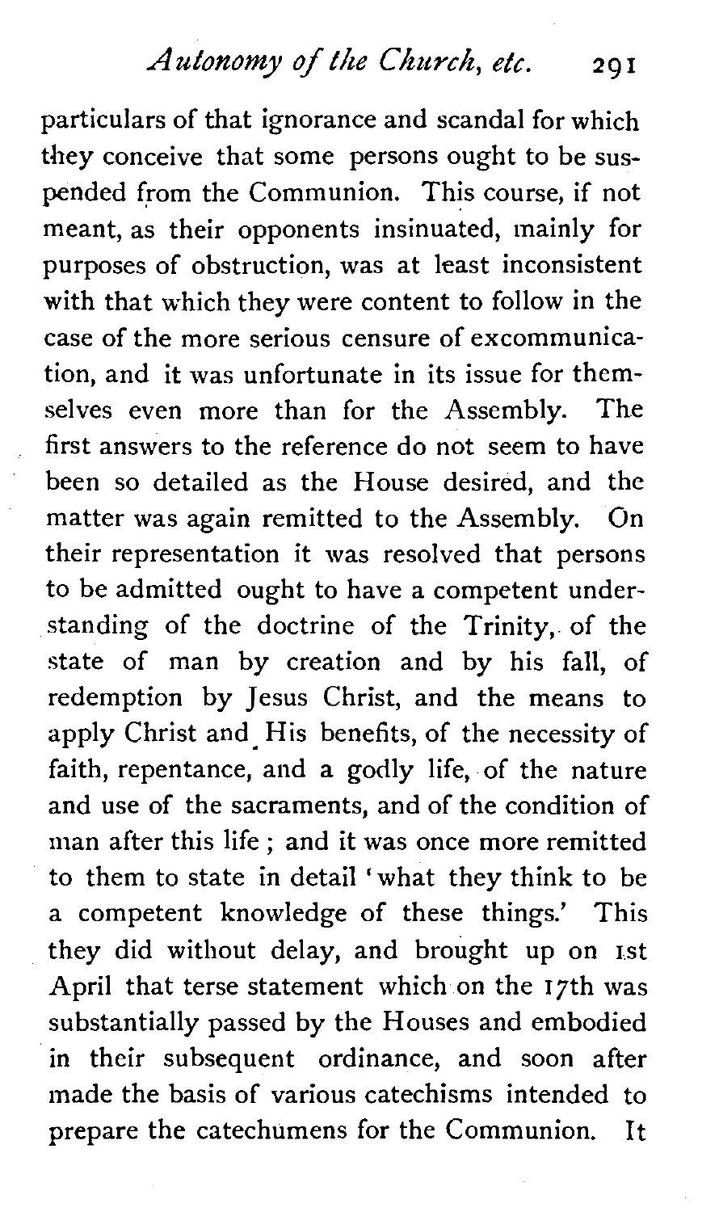particulars of that ignorance and scandal for which they conceive that some persons ought to be suspended from the Communion. This course, if not meant, as their opponents insinuated, mainly for purposes of obstruction, was at least inconsistent with that which they were content to follow in the case of the more serious censure of excommunication, and it was unfortunate in its issue for themselves even more than for the Assembly. The first answers to the reference do not seem to have been so detailed as the House desired, and the matter was again remitted to the Assembly. On their representation it was resolved that persons to be admitted ought to have a competent understanding of the doctrine of the Trinity, of the state of man by creation and by his fall, of redemption by Jesus Christ, and the means to apply Christ and His benefits, of the necessity of faith, repentance, and a godly life, of the nature and use of the sacraments, and of the condition of man after this life; and it was once more remitted to them to state in detail 'what they think to be a competent knowledge of these things.' This they did without delay, and brought up on 1st April that terse statement which on the 17th was substantially passed by the Houses and embodied in their subsequent ordinance, and soon after made the basis of various catechisms intended to prepare the catechumens for the Communion. It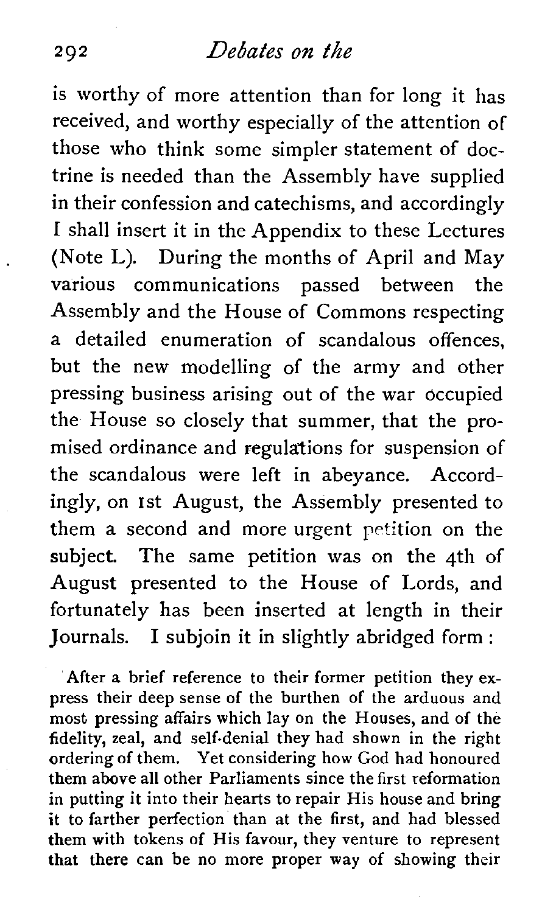is worthy of more attention than for long it has received, and worthy especially of the attention of those who think some simpler statement of doctrine is needed than the Assembly have supplied in their confession and catechisms, and accordingly I shall insert it in the Appendix to these Lectures (Note L). During the months of April and May various communications passed between the Assembly and the House of Commons respecting a detailed enumeration of scandalous offences, but the new modelling of the army and other pressing business arising out of the war occupied the House so closely that summer, that the promised ordinance and regulations for suspension of the scandalous were left in abeyance. Accordingly, on 1st August, the Assembly presented to them a second and more urgent petition on the subject. The same petition was on the 4th of August presented to the House of Lords, and fortunately has been inserted at length in their Journals. I subjoin it in slightly abridged form :

After a brief reference to their former petition they express their deep sense of the burthen of the arduous and most pressing affairs which lay on the Houses, and of the fidelity, zeal, and self-denial they had shown in the right ordering of them. Yet considering how God had honoured them above all other Parliaments since the first reformation in putting it into their hearts to repair His house and bring it to farther perfection than at the first, and had blessed them with tokens of His favour, they venture to represent that there can be no more proper way of showing their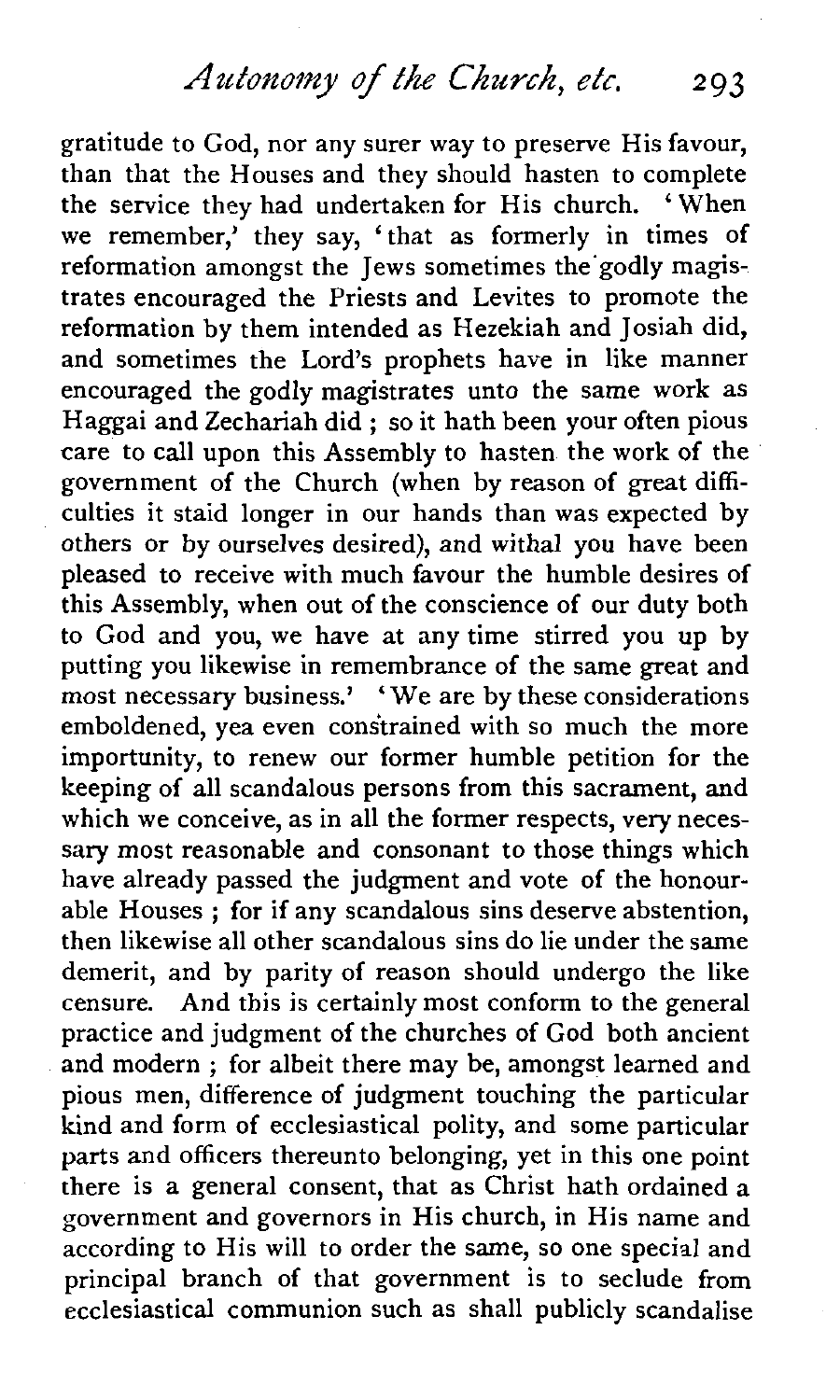gratitude to God, nor any surer way to preserve His favour, than that the Houses and they should hasten to complete the service they had undertaken for His church. 'When we remember,' they say, 'that as formerly in times of reformation amongst the Jews sometimes the godly magistrates encouraged the Priests and Levites to promote the reformation by them intended as Hezekiah and Josiah did, and sometimes the Lord's prophets have in like manner encouraged the godly magistrates unto the same work as Haggai and Zechariah did; so it hath been your often pious care to call upon this Assembly to hasten the work of the government of the Church (when by reason of great difficulties it staid longer in our hands than was expected by others or by ourselves desired), and withal you have been pleased to receive with much favour the humble desires of this Assembly, when out of the conscience of our duty both to God and you, we have at any time stirred you up by putting you likewise in remembrance of the same great and most necessary business.' 'We are by these considerations emboldened, yea even constrained with so much the more importunity, to renew our former humble petition for the keeping of all scandalous persons from this sacrament, and which we conceive, as in all the former respects, very necessary most reasonable and consonant to those things which have already passed the judgment and vote of the honourable Houses; for if any scandalous sins deserve abstention, then likewise all other scandalous sins do lie under the same demerit, and by parity of reason should undergo the like censure. And this is certainly most conform to the general practice and judgment of the churches of God both ancient and modern; for albeit there may be, amongst learned and pious men, difference of judgment touching the particular kind and form of ecclesiastical polity, and some particular parts and officers thereunto belonging, yet in this one point there is a general consent, that as Christ hath ordained a government and governors in His church, in His name and according to His will to order the same, so one special and principal branch of that government is to seclude from ecclesiastical communion such as shall publicly scandalise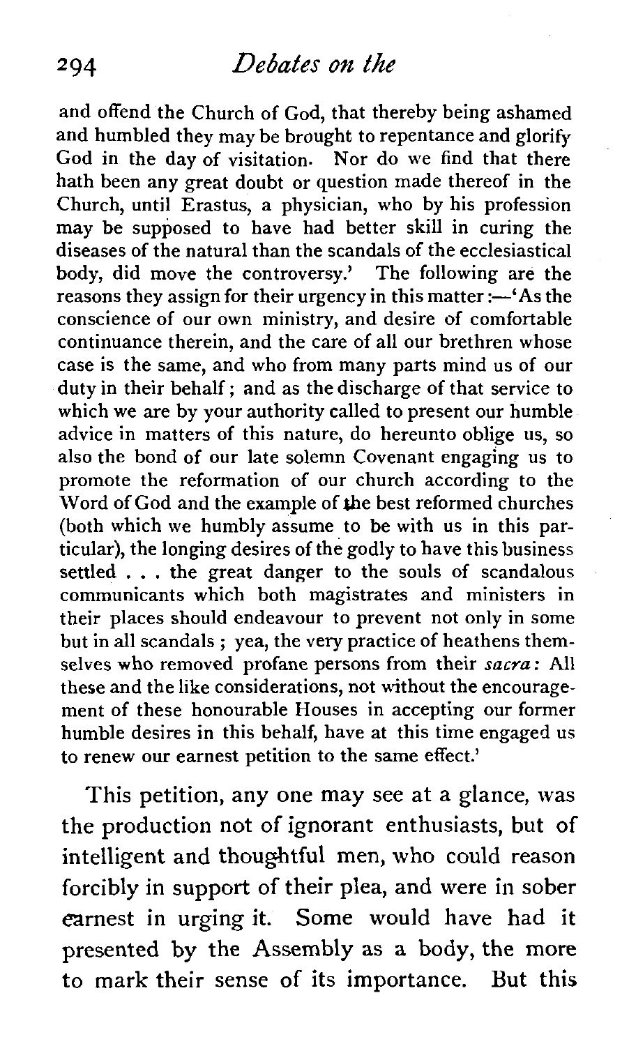and offend the Church of God, that thereby being ashamed and humbled they may be brought to repentance and glorify God in the day of visitation. Nor do we find that there hath been any great doubt or question made thereof in the Church, until Erastus, a physician, who by his profession may be supposed to have had better skill in curing the diseases of the natural than the scandals of the ecclesiastical body, did move the controversy.' The following are the reasons they assign for their urgency in this matter:—'As the conscience of our own ministry, and desire of comfortable continuance therein, and the care of all our brethren whose case is the same, and who from many parts mind us of our duty in their behalf; and as the discharge of that service to which we are by your authority called to present our humble advice in matters of this nature, do hereunto oblige us, so also the bond of our late solemn Covenant engaging us to promote the reformation of our church according to the Word of God and the example of the best reformed churches (both which we humbly assume to be with us in this particular), the longing desires of the godly to have this business settled . . . the great danger to the souls of scandalous communicants which both magistrates and ministers in their places should endeavour to prevent not only in some but in all scandals; yea, the very practice of heathens themselves who removed profane persons from their *sacra*: All these and the like considerations, not without the encouragement of these honourable Houses in accepting our former humble desires in this behalf, have at this time engaged us to renew our earnest petition to the same effect.'

This petition, any one may see at a glance, was the production not of ignorant enthusiasts, but of intelligent and thoughtful men, who could reason forcibly in support of their plea, and were in sober earnest in urging it. Some would have had it presented by the Assembly as a body, the more to mark their sense of its importance. But this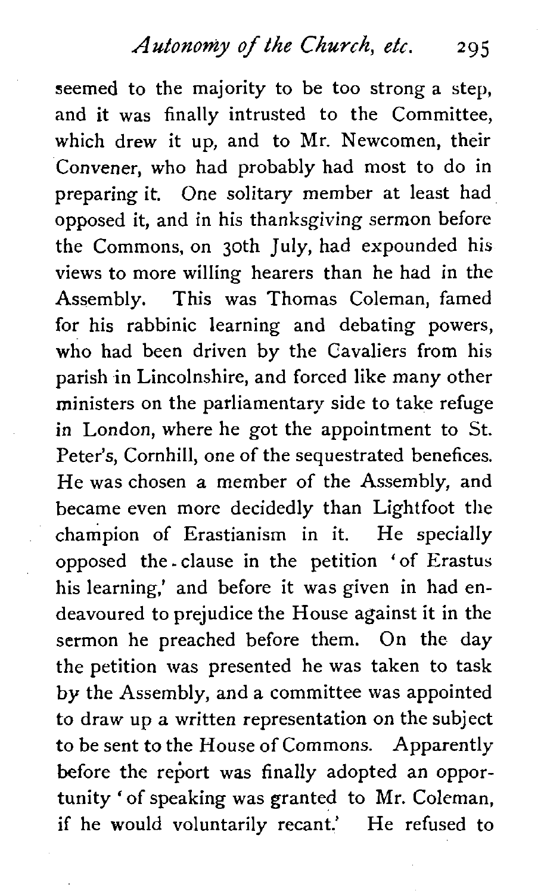seemed to the majority to be too strong a step, and it was finally intrusted to the Committee, which drew it up, and to Mr. Newcomen, their Convener, who had probably had most to do in preparing it. One solitary member at least had opposed it, and in his thanksgiving sermon before the Commons, on 30th July, had expounded his views to more willing hearers than he had in the Assembly. This was Thomas Coleman, famed for his rabbinic learning and debating powers, who had been driven by the Cavaliers from his parish in Lincolnshire, and forced like many other ministers on the parliamentary side to take refuge in London, where he got the appointment to St. Peter's, Cornhill, one of the sequestrated benefices. He was chosen a member of the Assembly, and became even more decidedly than Lightfoot the champion of Erastianism in it. He specially opposed the clause in the petition 'of Erastus his learning,' and before it was given in had endeavoured to prejudice the House against it in the sermon he preached before them. On the day the petition was presented he was taken to task by the Assembly, and a committee was appointed to draw up a written representation on the subject to be sent to the House of Commons. Apparently before the report was finally adopted an opportunity 'of speaking was granted to Mr. Coleman, if he would voluntarily recant.' He refused to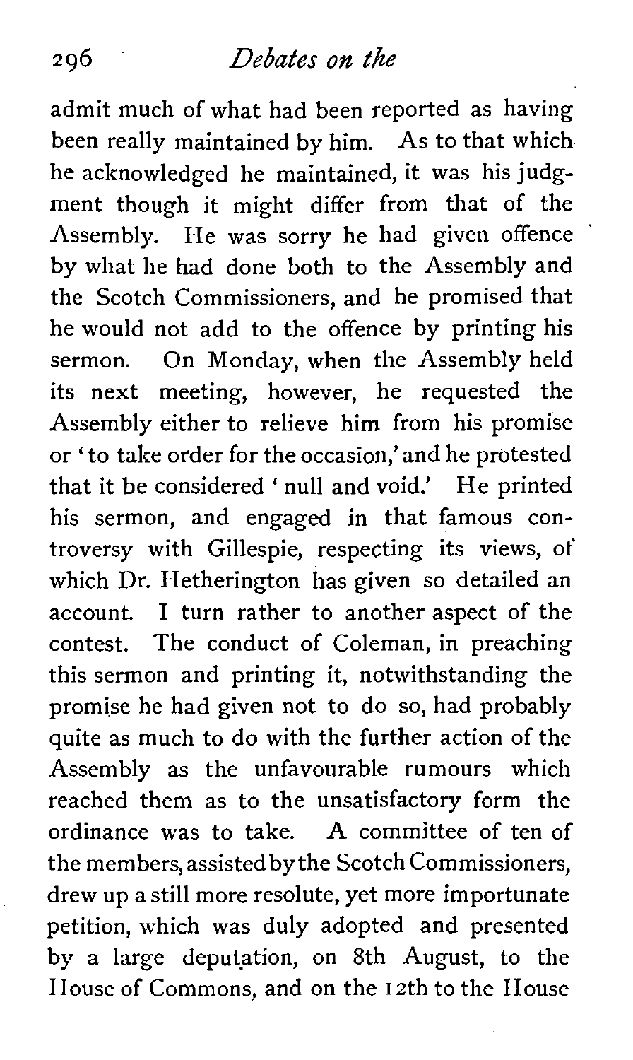admit much of what had been reported as having been really maintained by him. As to that which he acknowledged he maintained, it was his judgment though it might differ from that of the Assembly. He was sorry he had given offence by what he had done both to the Assembly and the Scotch Commissioners, and he promised that he would not add to the offence by printing his sermon. On Monday, when the Assembly held its next meeting, however, he requested the Assembly either to relieve him from his promise or 'to take order for the occasion,' and he protested that it be considered 'null and void.' He printed his sermon, and engaged in that famous controversy with Gillespie, respecting its views, of which Dr. Hetherington has given so detailed an account. I turn rather to another aspect of the contest. The conduct of Coleman, in preaching this sermon and printing it, notwithstanding the promise he had given not to do so, had probably quite as much to do with the further action of the Assembly as the unfavourable rumours which reached them as to the unsatisfactory form the ordinance was to take. A committee of ten of the members, assisted by the Scotch Commissioners, drew up a still more resolute, yet more importunate petition, which was duly adopted and presented by a large deputation, on 8th August, to the House of Commons, and on the 12th to the House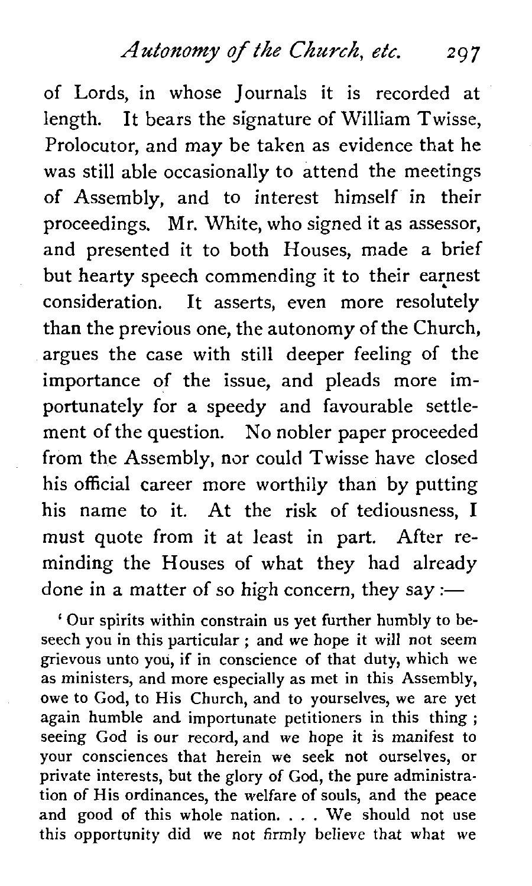of Lords, in whose Journals it is recorded at length. It bears the signature of William Twisse, Prolocutor, and may be taken as evidence that he was still able occasionally to attend the meetings of Assembly, and to interest himself in their proceedings. Mr. White, who signed it as assessor, and presented it to both Houses, made a brief but hearty speech commending it to their earnest consideration. It asserts, even more resolutely than the previous one, the autonomy of the Church, argues the case with still deeper feeling of the importance of the issue, and pleads more importunately for a speedy and favourable settlement of the question. No nobler paper proceeded from the Assembly, nor could Twisse have closed his official career more worthily than by putting his name to it. At the risk of tediousness, I must quote from it at least in part. After reminding the Houses of what they had already done in a matter of so high concern, they say :—

'Our spirits within constrain us yet further humbly to beseech you in this particular ; and we hope it will not seem grievous unto you, if in conscience of that duty, which we as ministers, and more especially as met in this Assembly, owe to God, to His Church, and to yourselves, we are yet again humble and importunate petitioners in this thing ; seeing God is our record, and we hope it is manifest to your consciences that herein we seek not ourselves, or private interests, but the glory of God, the pure administration of His ordinances, the welfare of souls, and the peace and good of this whole nation. . . . We should not use this opportunity did we not firmly believe that what we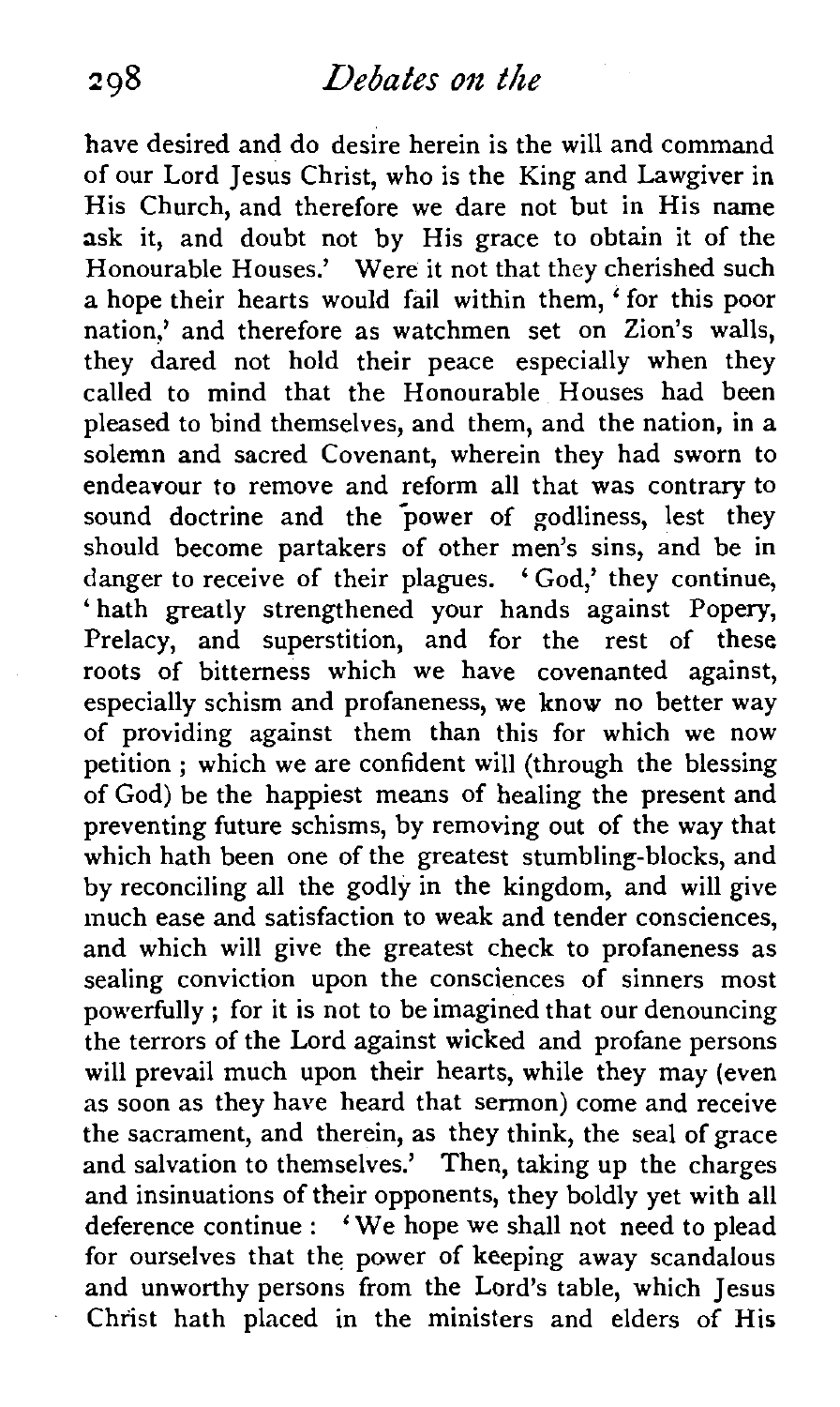have desired and do desire herein is the will and command of our Lord Jesus Christ, who is the King and Lawgiver in His Church, and therefore we dare not but in His name ask it, and doubt not by His grace to obtain it of the Honourable Houses.' Were it not that they cherished such a hope their hearts would fail within them, 'for this poor nation,' and therefore as watchmen set on Zion's walls, they dared not hold their peace especially when they called to mind that the Honourable Houses had been pleased to bind themselves, and them, and the nation, in a solemn and sacred Covenant, wherein they had sworn to endeavour to remove and reform all that was contrary to sound doctrine and the power of godliness, lest they should become partakers of other men's sins, and be in danger to receive of their plagues. 'God,' they continue, 'hath greatly strengthened your hands against Popery, Prelacy, and superstition, and for the rest of these roots of bitterness which we have covenanted against, especially schism and profaneness, we know no better way of providing against them than this for which we now petition; which we are confident will (through the blessing of God) be the happiest means of healing the present and preventing future schisms, by removing out of the way that which hath been one of the greatest stumbling-blocks, and by reconciling all the godly in the kingdom, and will give much ease and satisfaction to weak and tender consciences, and which will give the greatest check to profaneness as sealing conviction upon the consciences of sinners most powerfully; for it is not to be imagined that our denouncing the terrors of the Lord against wicked and profane persons will prevail much upon their hearts, while they may (even as soon as they have heard that sermon) come and receive the sacrament, and therein, as they think, the seal of grace and salvation to themselves.' Then, taking up the charges and insinuations of their opponents, they boldly yet with all deference continue: 'We hope we shall not need to plead for ourselves that the power of keeping away scandalous and unworthy persons from the Lord's table, which Jesus Christ hath placed in the ministers and elders of His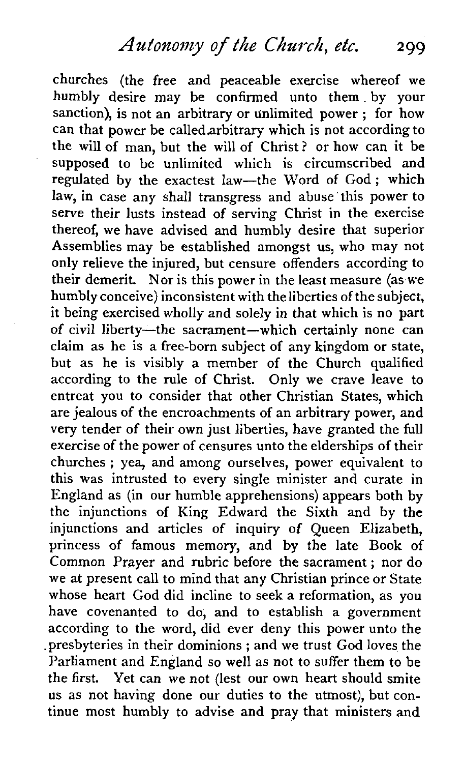churches (the free and peaceable exercise whereof we humbly desire may be confirmed unto them by your sanction), is not an arbitrary or unlimited power; for how can that power be called arbitrary which is not according to the will of man, but the will of Christ? or how can it be supposed to be unlimited which is circumscribed and regulated by the exactest law—the Word of God; which law, in case any shall transgress and abuse this power to serve their lusts instead of serving Christ in the exercise thereof, we have advised and humbly desire that superior Assemblies may be established amongst us, who may not only relieve the injured, but censure offenders according to their demerit. Nor is this power in the least measure (as we humbly conceive) inconsistent with the liberties of the subject, it being exercised wholly and solely in that which is no part of civil liberty—the sacrament—which certainly none can claim as he is a free-born subject of any kingdom or state, but as he is visibly a member of the Church qualified according to the rule of Christ. Only we crave leave to entreat you to consider that other Christian States, which are jealous of the encroachments of an arbitrary power, and very tender of their own just liberties, have granted the full exercise of the power of censures unto the elderships of their churches; yea, and among ourselves, power equivalent to this was intrusted to every single minister and curate in England as (in our humble apprehensions) appears both by the injunctions of King Edward the Sixth and by the injunctions and articles of inquiry of Queen Elizabeth, princess of famous memory, and by the late Book of Common Prayer and rubric before the sacrament; nor do we at present call to mind that any Christian prince or State whose heart God did incline to seek a reformation, as you have covenanted to do, and to establish a government according to the word, did ever deny this power unto the presbyteries in their dominions; and we trust God loves the Parliament and England so well as not to suffer them to be the first. Yet can we not (lest our own heart should smite us as not having done our duties to the utmost), but continue most humbly to advise and pray that ministers and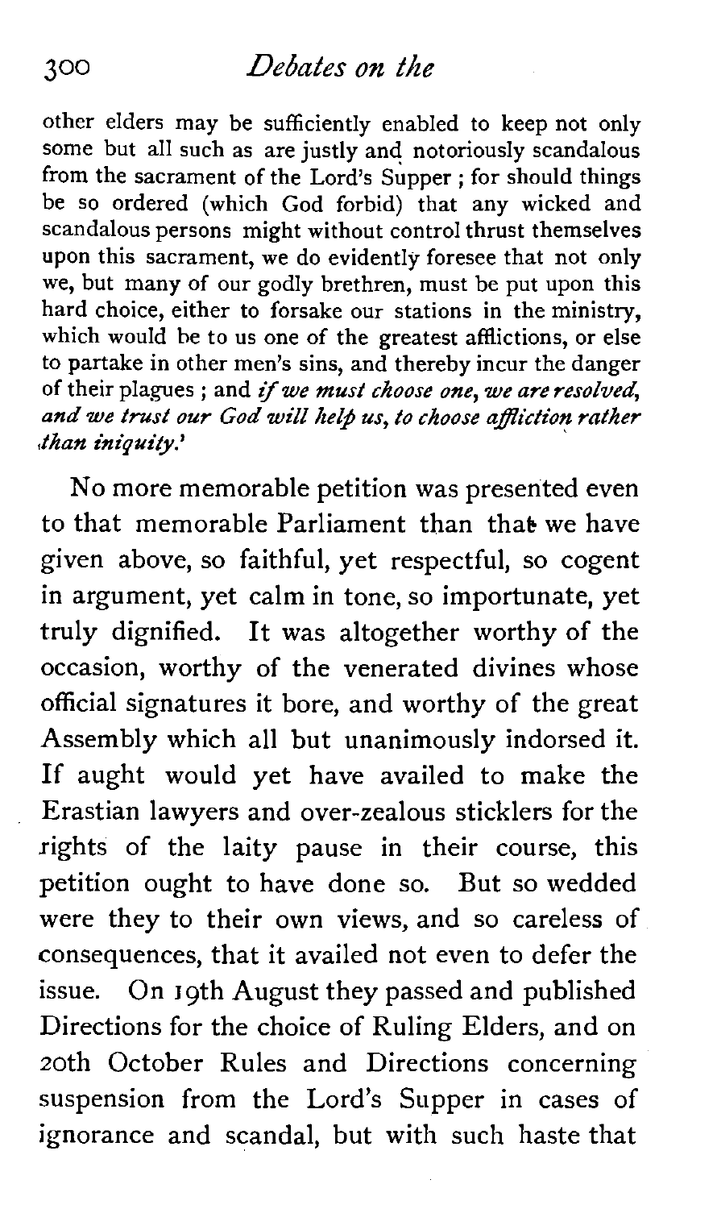other elders may be sufficiently enabled to keep not only some but all such as are justly and notoriously scandalous from the sacrament of the Lord's Supper; for should things be so ordered (which God forbid) that any wicked and scandalous persons might without control thrust themselves upon this sacrament, we do evidently foresee that not only we, but many of our godly brethren, must be put upon this hard choice, either to forsake our stations in the ministry, which would be to us one of the greatest afflictions, or else to partake in other men's sins, and thereby incur the danger of their plagues; and *if we must choose one, we are resolved, and we trust our God will help us, to choose affliction rather than iniquity.*'

No more memorable petition was presented even to that memorable Parliament than that we have given above, so faithful, yet respectful, so cogent in argument, yet calm in tone, so importunate, yet truly dignified. It was altogether worthy of the occasion, worthy of the venerated divines whose official signatures it bore, and worthy of the great Assembly which all but unanimously indorsed it. If aught would yet have availed to make the Erastian lawyers and over-zealous sticklers for the rights of the laity pause in their course, this petition ought to have done so. But so wedded were they to their own views, and so careless of consequences, that it availed not even to defer the issue. On 19th August they passed and published Directions for the choice of Ruling Elders, and on 20th October Rules and Directions concerning suspension from the Lord's Supper in cases of ignorance and scandal, but with such haste that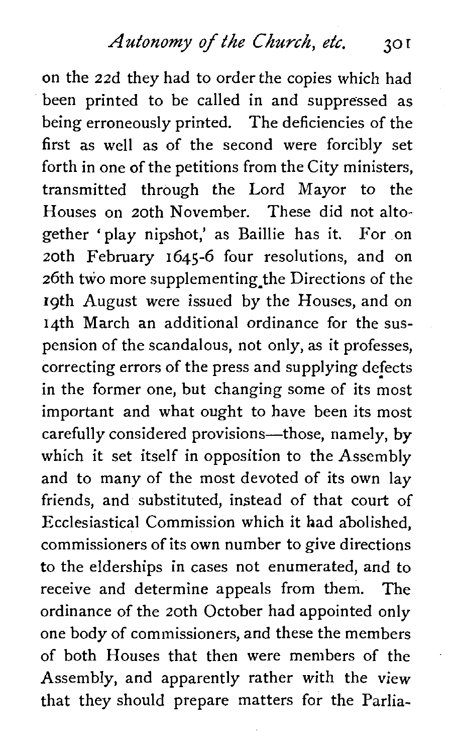on the 22d they had to order the copies which had been printed to be called in and suppressed as being erroneously printed. The deficiencies of the first as well as of the second were forcibly set forth in one of the petitions from the City ministers, transmitted through the Lord Mayor to the Houses on 20th November. These did not altogether 'play nipshot,' as Baillie has it. For on 20th February 1645-6 four resolutions, and on 26th two more supplementing the Directions of the 19th August were issued by the Houses, and on 14th March an additional ordinance for the suspension of the scandalous, not only, as it professes, correcting errors of the press and supplying defects in the former one, but changing some of its most important and what ought to have been its most carefully considered provisions—those, namely, by which it set itself in opposition to the Assembly and to many of the most devoted of its own lay friends, and substituted, instead of that court of Ecclesiastical Commission which it had abolished, commissioners of its own number to give directions to the elderships in cases not enumerated, and to receive and determine appeals from them. The ordinance of the 20th October had appointed only one body of commissioners, and these the members of both Houses that then were members of the Assembly, and apparently rather with the view that they should prepare matters for the Parlia-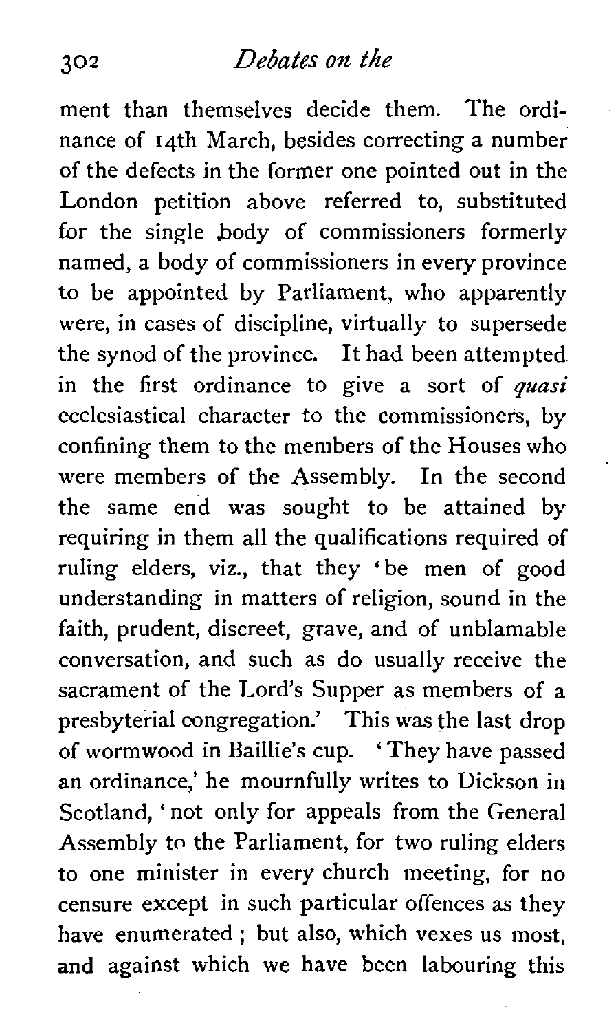ment than themselves decide them. The ordinance of 14th March, besides correcting a number of the defects in the former one pointed out in the London petition above referred to, substituted for the single body of commissioners formerly named, a body of commissioners in every province to be appointed by Parliament, who apparently were, in cases of discipline, virtually to supersede the synod of the province. It had been attempted in the first ordinance to give a sort of *quasi* ecclesiastical character to the commissioners, by confining them to the members of the Houses who were members of the Assembly. In the second the same end was sought to be attained by requiring in them all the qualifications required of ruling elders, viz., that they 'be men of good understanding in matters of religion, sound in the faith, prudent, discreet, grave, and of unblamable conversation, and such as do usually receive the sacrament of the Lord's Supper as members of a presbyterial congregation.' This was the last drop of wormwood in Baillie's cup. 'They have passed an ordinance,' he mournfully writes to Dickson in Scotland, 'not only for appeals from the General Assembly to the Parliament, for two ruling elders to one minister in every church meeting, for no censure except in such particular offences as they have enumerated; but also, which vexes us most, and against which we have been labouring this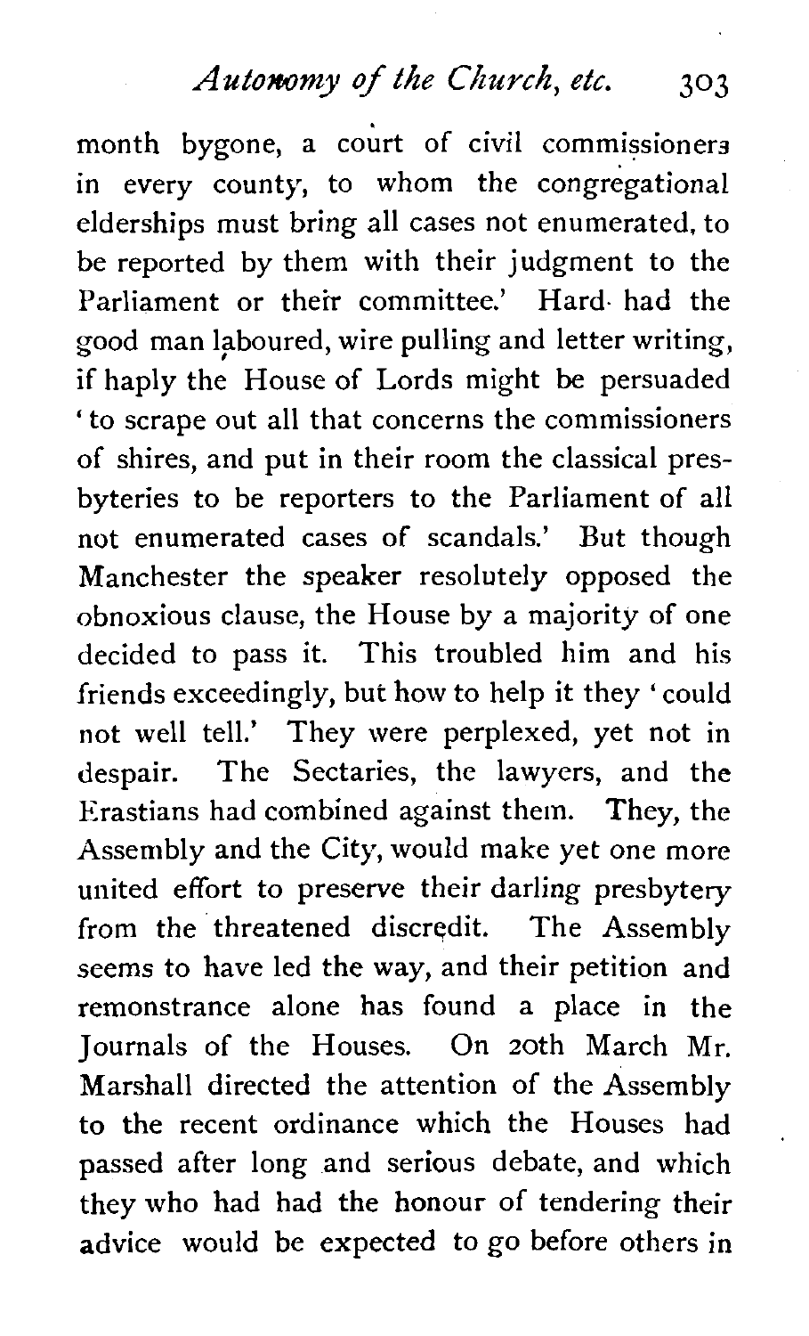month bygone, a court of civil commissioners in every county, to whom the congregational elderships must bring all cases not enumerated, to be reported by them with their judgment to the Parliament or their committee.' Hard had the good man laboured, wire pulling and letter writing, if haply the House of Lords might be persuaded 'to scrape out all that concerns the commissioners of shires, and put in their room the classical presbyteries to be reporters to the Parliament of all not enumerated cases of scandals.' But though Manchester the speaker resolutely opposed the obnoxious clause, the House by a majority of one decided to pass it. This troubled him and his friends exceedingly, but how to help it they 'could not well tell.' They were perplexed, yet not in despair. The Sectaries, the lawyers, and the Erastians had combined against them. They, the Assembly and the City, would make yet one more united effort to preserve their darling presbytery from the threatened discredit. The Assembly seems to have led the way, and their petition and remonstrance alone has found a place in the Journals of the Houses. On 20th March Mr. Marshall directed the attention of the Assembly to the recent ordinance which the Houses had passed after long and serious debate, and which they who had had the honour of tendering their advice would be expected to go before others in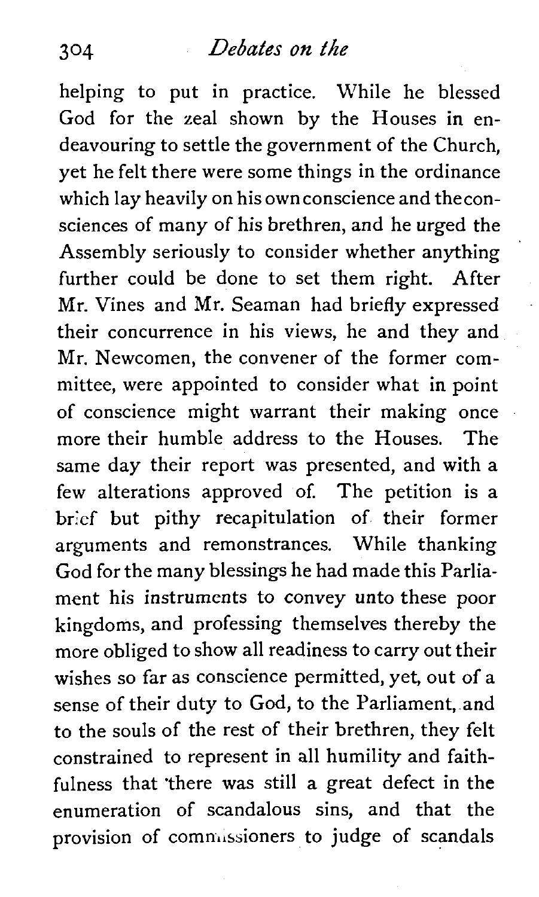helping to put in practice. While he blessed God for the zeal shown by the Houses in endeavouring to settle the government of the Church, yet he felt there were some things in the ordinance which lay heavily on his own conscience and the consciences of many of his brethren, and he urged the Assembly seriously to consider whether anything further could be done to set them right. After Mr. Vines and Mr. Seaman had briefly expressed their concurrence in his views, he and they and Mr. Newcomen, the convener of the former committee, were appointed to consider what in point of conscience might warrant their making once more their humble address to the Houses. The same day their report was presented, and with a few alterations approved of. The petition is a brief but pithy recapitulation of their former arguments and remonstrances. While thanking God for the many blessings he had made this Parliament his instruments to convey unto these poor kingdoms, and professing themselves thereby the more obliged to show all readiness to carry out their wishes so far as conscience permitted, yet, out of a sense of their duty to God, to the Parliament, and to the souls of the rest of their brethren, they felt constrained to represent in all humility and faithfulness that 'there was still a great defect in the enumeration of scandalous sins, and that the provision of commissioners to judge of scandals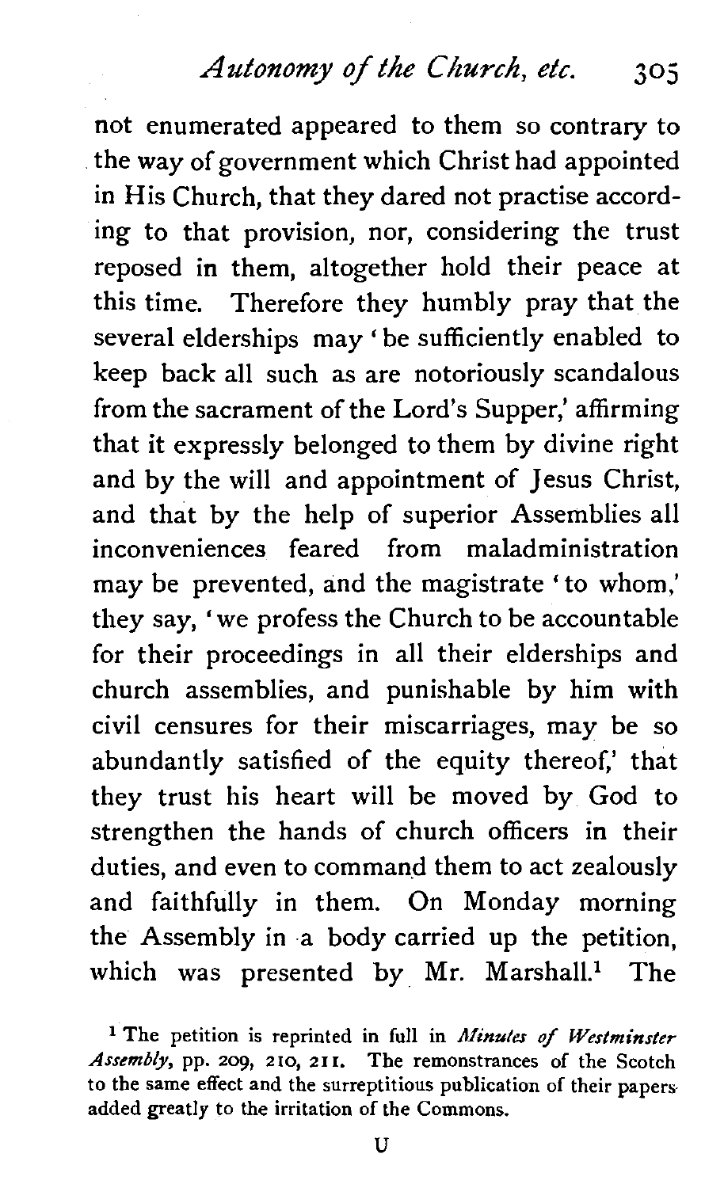not enumerated appeared to them so contrary to the way of government which Christ had appointed in His Church, that they dared not practise according to that provision, nor, considering the trust reposed in them, altogether hold their peace at this time. Therefore they humbly pray that the several elderships may 'be sufficiently enabled to keep back all such as are notoriously scandalous from the sacrament of the Lord's Supper,' affirming that it expressly belonged to them by divine right and by the will and appointment of Jesus Christ, and that by the help of superior Assemblies all inconveniences feared from maladministration may be prevented, and the magistrate 'to whom,' they say, 'we profess the Church to be accountable for their proceedings in all their elderships and church assemblies, and punishable by him with civil censures for their miscarriages, may be so abundantly satisfied of the equity thereof,' that they trust his heart will be moved by God to strengthen the hands of church officers in their duties, and even to command them to act zealously and faithfully in them. On Monday morning the Assembly in a body carried up the petition, which was presented by Mr. Marshall.[1] The

[1] The petition is reprinted in full in *Minutes of Westminster Assembly*, pp. 209, 210, 211. The remonstrances of the Scotch to the same effect and the surreptitious publication of their papers added greatly to the irritation of the Commons.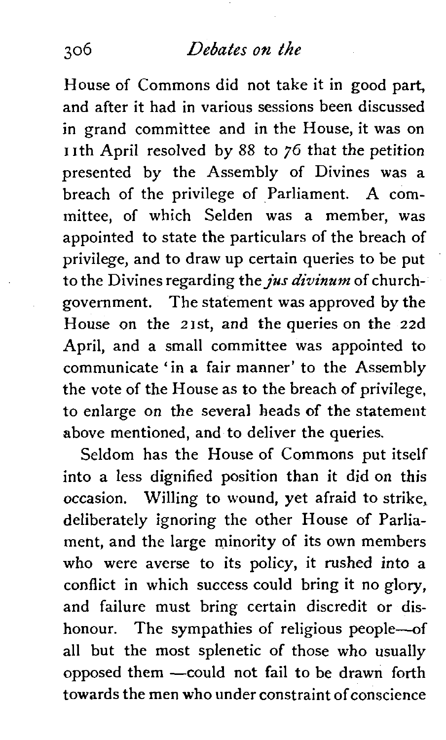House of Commons did not take it in good part, and after it had in various sessions been discussed in grand committee and in the House, it was on 11th April resolved by 88 to 76 that the petition presented by the Assembly of Divines was a breach of the privilege of Parliament. A committee, of which Selden was a member, was appointed to state the particulars of the breach of privilege, and to draw up certain queries to be put to the Divines regarding the *jus divinum* of church-government. The statement was approved by the House on the 21st, and the queries on the 22d April, and a small committee was appointed to communicate 'in a fair manner' to the Assembly the vote of the House as to the breach of privilege, to enlarge on the several heads of the statement above mentioned, and to deliver the queries.

Seldom has the House of Commons put itself into a less dignified position than it did on this occasion. Willing to wound, yet afraid to strike, deliberately ignoring the other House of Parliament, and the large minority of its own members who were averse to its policy, it rushed into a conflict in which success could bring it no glory, and failure must bring certain discredit or dishonour. The sympathies of religious people—of all but the most splenetic of those who usually opposed them —could not fail to be drawn forth towards the men who under constraint of conscience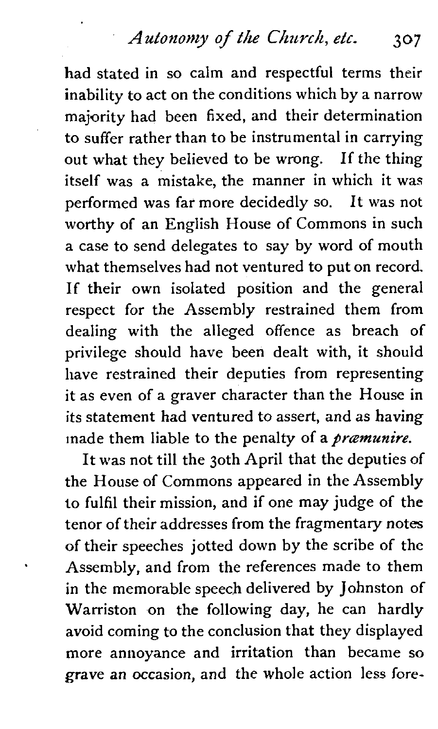had stated in so calm and respectful terms their inability to act on the conditions which by a narrow majority had been fixed, and their determination to suffer rather than to be instrumental in carrying out what they believed to be wrong. If the thing itself was a mistake, the manner in which it was performed was far more decidedly so. It was not worthy of an English House of Commons in such a case to send delegates to say by word of mouth what themselves had not ventured to put on record. If their own isolated position and the general respect for the Assembly restrained them from dealing with the alleged offence as breach of privilege should have been dealt with, it should have restrained their deputies from representing it as even of a graver character than the House in its statement had ventured to assert, and as having made them liable to the penalty of a *præmunire*.

It was not till the 30th April that the deputies of the House of Commons appeared in the Assembly to fulfil their mission, and if one may judge of the tenor of their addresses from the fragmentary notes of their speeches jotted down by the scribe of the Assembly, and from the references made to them in the memorable speech delivered by Johnston of Warriston on the following day, he can hardly avoid coming to the conclusion that they displayed more annoyance and irritation than became so grave an occasion, and the whole action less fore-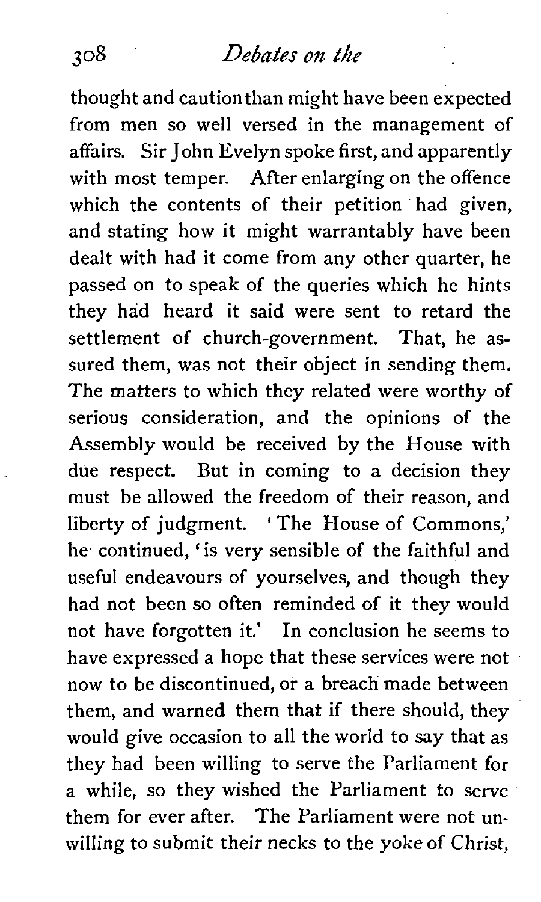thought and caution than might have been expected from men so well versed in the management of affairs. Sir John Evelyn spoke first, and apparently with most temper. After enlarging on the offence which the contents of their petition had given, and stating how it might warrantably have been dealt with had it come from any other quarter, he passed on to speak of the queries which he hints they had heard it said were sent to retard the settlement of church-government. That, he assured them, was not their object in sending them. The matters to which they related were worthy of serious consideration, and the opinions of the Assembly would be received by the House with due respect. But in coming to a decision they must be allowed the freedom of their reason, and liberty of judgment. 'The House of Commons,' he continued, 'is very sensible of the faithful and useful endeavours of yourselves, and though they had not been so often reminded of it they would not have forgotten it.' In conclusion he seems to have expressed a hope that these services were not now to be discontinued, or a breach made between them, and warned them that if there should, they would give occasion to all the world to say that as they had been willing to serve the Parliament for a while, so they wished the Parliament to serve them for ever after. The Parliament were not unwilling to submit their necks to the yoke of Christ,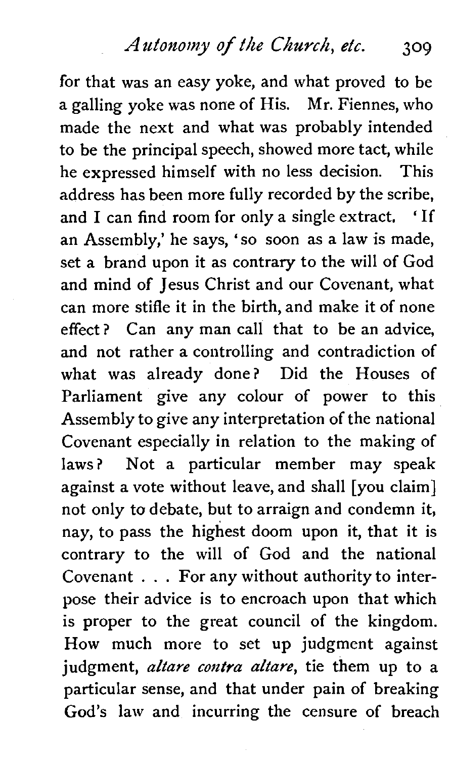for that was an easy yoke, and what proved to be a galling yoke was none of His. Mr. Fiennes, who made the next and what was probably intended to be the principal speech, showed more tact, while he expressed himself with no less decision. This address has been more fully recorded by the scribe, and I can find room for only a single extract. 'If an Assembly,' he says, 'so soon as a law is made, set a brand upon it as contrary to the will of God and mind of Jesus Christ and our Covenant, what can more stifle it in the birth, and make it of none effect? Can any man call that to be an advice, and not rather a controlling and contradiction of what was already done? Did the Houses of Parliament give any colour of power to this Assembly to give any interpretation of the national Covenant especially in relation to the making of laws? Not a particular member may speak against a vote without leave, and shall [you claim] not only to debate, but to arraign and condemn it, nay, to pass the highest doom upon it, that it is contrary to the will of God and the national Covenant . . . For any without authority to interpose their advice is to encroach upon that which is proper to the great council of the kingdom. How much more to set up judgment against judgment, *altare contra altare*, tie them up to a particular sense, and that under pain of breaking God's law and incurring the censure of breach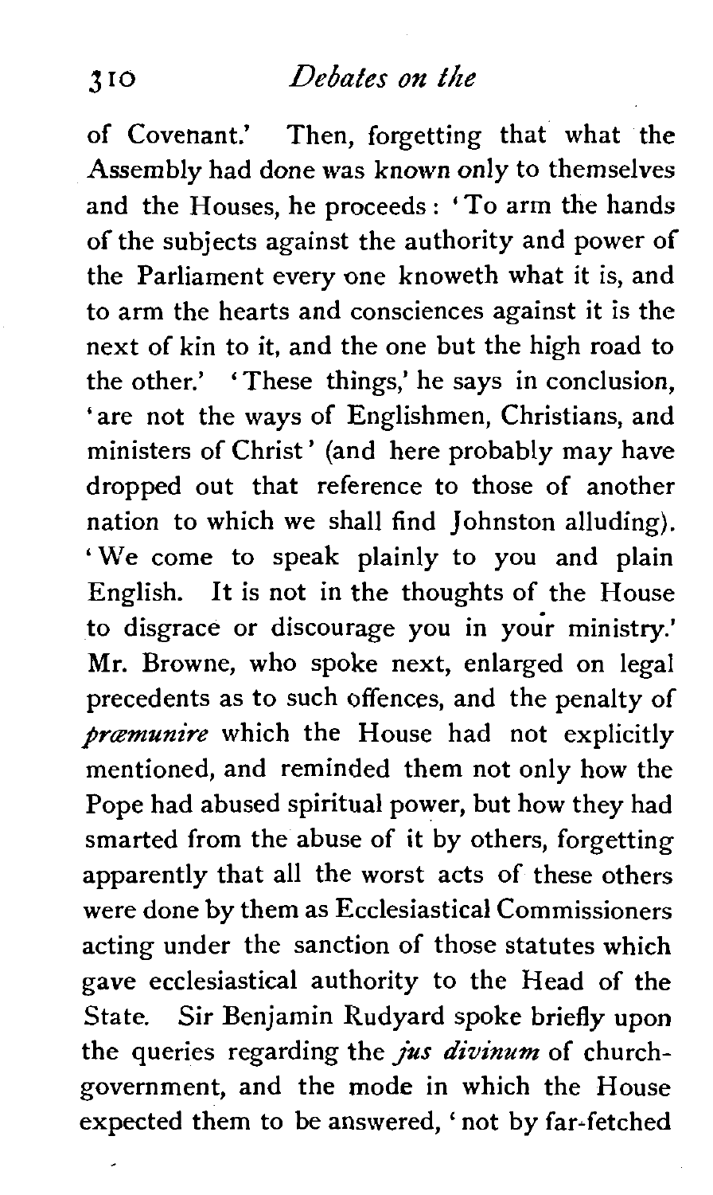of Covenant.' Then, forgetting that what the Assembly had done was known only to themselves and the Houses, he proceeds: 'To arm the hands of the subjects against the authority and power of the Parliament every one knoweth what it is, and to arm the hearts and consciences against it is the next of kin to it, and the one but the high road to the other.' 'These things,' he says in conclusion, 'are not the ways of Englishmen, Christians, and ministers of Christ' (and here probably may have dropped out that reference to those of another nation to which we shall find Johnston alluding). 'We come to speak plainly to you and plain English. It is not in the thoughts of the House to disgrace or discourage you in your ministry.' Mr. Browne, who spoke next, enlarged on legal precedents as to such offences, and the penalty of *præmunire* which the House had not explicitly mentioned, and reminded them not only how the Pope had abused spiritual power, but how they had smarted from the abuse of it by others, forgetting apparently that all the worst acts of these others were done by them as Ecclesiastical Commissioners acting under the sanction of those statutes which gave ecclesiastical authority to the Head of the State. Sir Benjamin Rudyard spoke briefly upon the queries regarding the *jus divinum* of church-government, and the mode in which the House expected them to be answered, 'not by far-fetched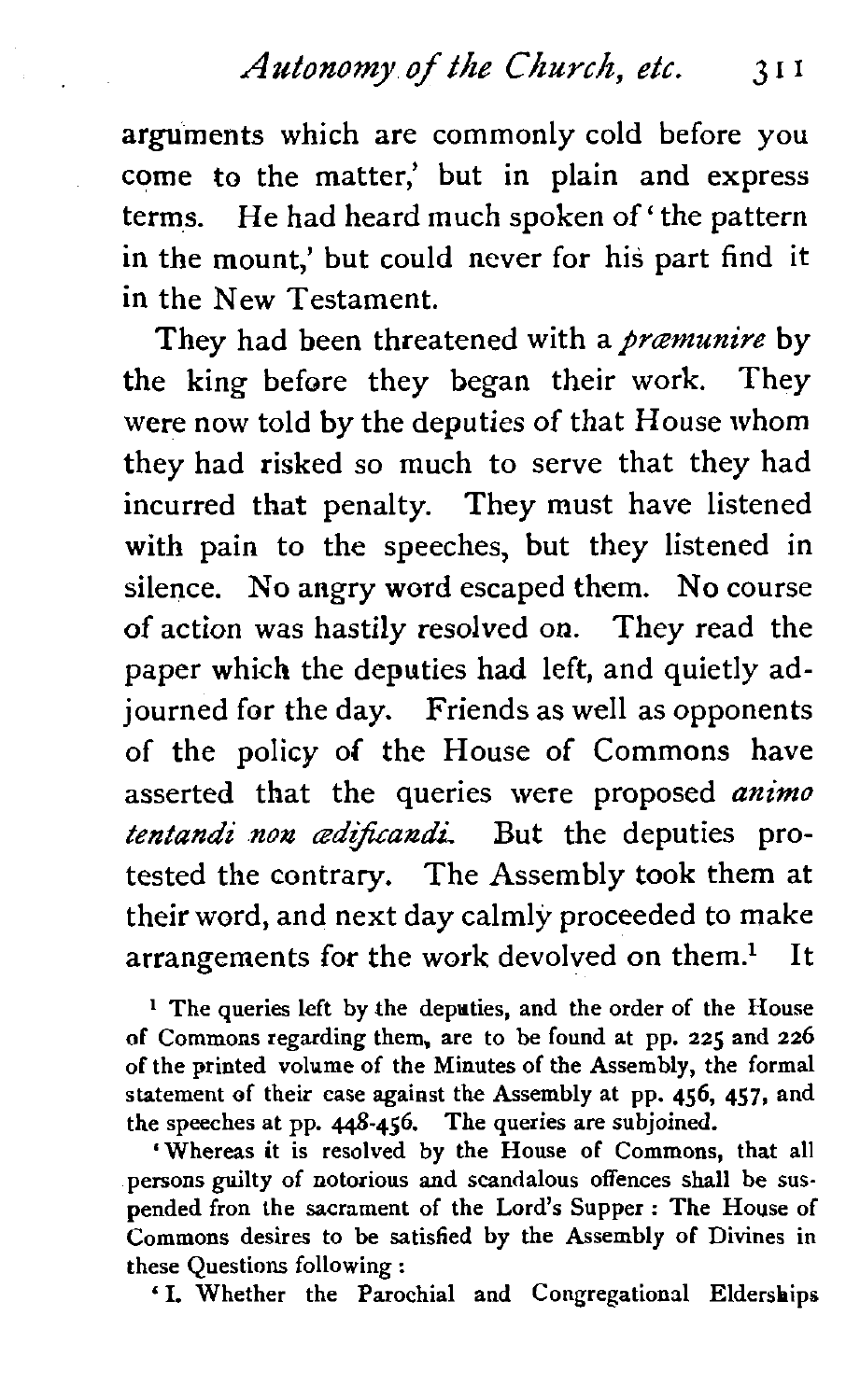arguments which are commonly cold before you come to the matter,' but in plain and express terms. He had heard much spoken of 'the pattern in the mount,' but could never for his part find it in the New Testament.

They had been threatened with a *præmunire* by the king before they began their work. They were now told by the deputies of that House whom they had risked so much to serve that they had incurred that penalty. They must have listened with pain to the speeches, but they listened in silence. No angry word escaped them. No course of action was hastily resolved on. They read the paper which the deputies had left, and quietly adjourned for the day. Friends as well as opponents of the policy of the House of Commons have asserted that the queries were proposed *animo tentandi non ædificandi*. But the deputies protested the contrary. The Assembly took them at their word, and next day calmly proceeded to make arrangements for the work devolved on them.[1] It

[1] The queries left by the deputies, and the order of the House of Commons regarding them, are to be found at pp. 225 and 226 of the printed volume of the Minutes of the Assembly, the formal statement of their case against the Assembly at pp. 456, 457, and the speeches at pp. 448-456. The queries are subjoined.

'Whereas it is resolved by the House of Commons, that all persons guilty of notorious and scandalous offences shall be suspended fron the sacrament of the Lord's Supper: The House of Commons desires to be satisfied by the Assembly of Divines in these Questions following:

'I. Whether the Parochial and Congregational Elderships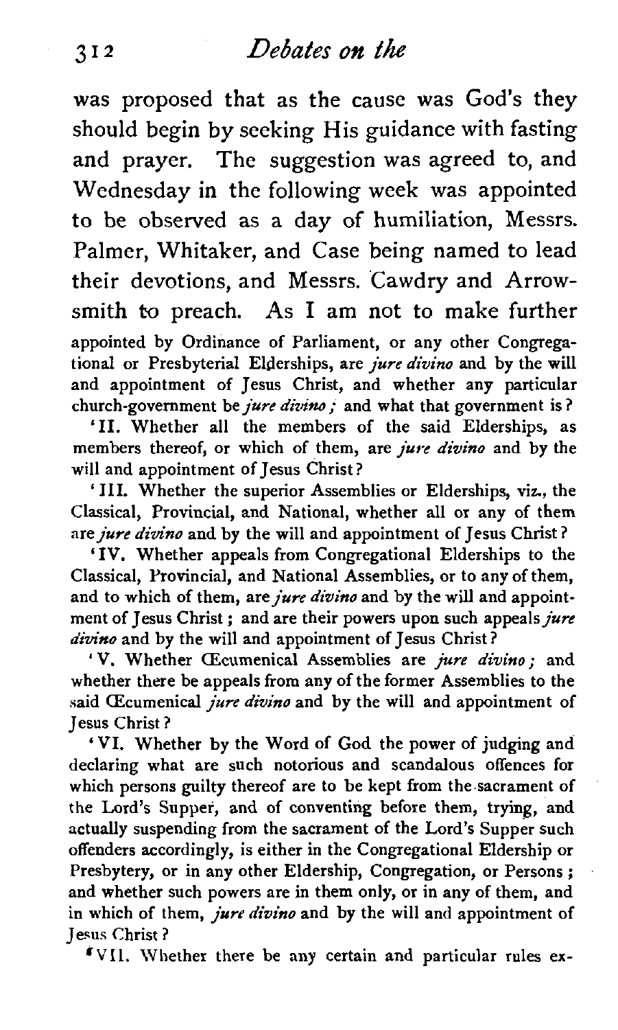was proposed that as the cause was God's they should begin by seeking His guidance with fasting and prayer. The suggestion was agreed to, and Wednesday in the following week was appointed to be observed as a day of humiliation, Messrs. Palmer, Whitaker, and Case being named to lead their devotions, and Messrs. Cawdry and Arrowsmith to preach. As I am not to make further

appointed by Ordinance of Parliament, or any other Congregational or Presbyterial Elderships, are *jure divino* and by the will and appointment of Jesus Christ, and whether any particular church-government be *jure divino*; and what that government is?

'II. Whether all the members of the said Elderships, as members thereof, or which of them, are *jure divino* and by the will and appointment of Jesus Christ?

'III. Whether the superior Assemblies or Elderships, viz., the Classical, Provincial, and National, whether all or any of them are *jure divino* and by the will and appointment of Jesus Christ?

'IV. Whether appeals from Congregational Elderships to the Classical, Provincial, and National Assemblies, or to any of them, and to which of them, are *jure divino* and by the will and appointment of Jesus Christ; and are their powers upon such appeals *jure divino* and by the will and appointment of Jesus Christ?

'V. Whether Œcumenical Assemblies are *jure divino*; and whether there be appeals from any of the former Assemblies to the said Œcumenical *jure divino* and by the will and appointment of Jesus Christ?

'VI. Whether by the Word of God the power of judging and declaring what are such notorious and scandalous offences for which persons guilty thereof are to be kept from the sacrament of the Lord's Supper, and of conventing before them, trying, and actually suspending from the sacrament of the Lord's Supper such offenders accordingly, is either in the Congregational Eldership or Presbytery, or in any other Eldership, Congregation, or Persons; and whether such powers are in them only, or in any of them, and in which of them, *jure divino* and by the will and appointment of Jesus Christ?

'VII. Whether there be any certain and particular rules ex-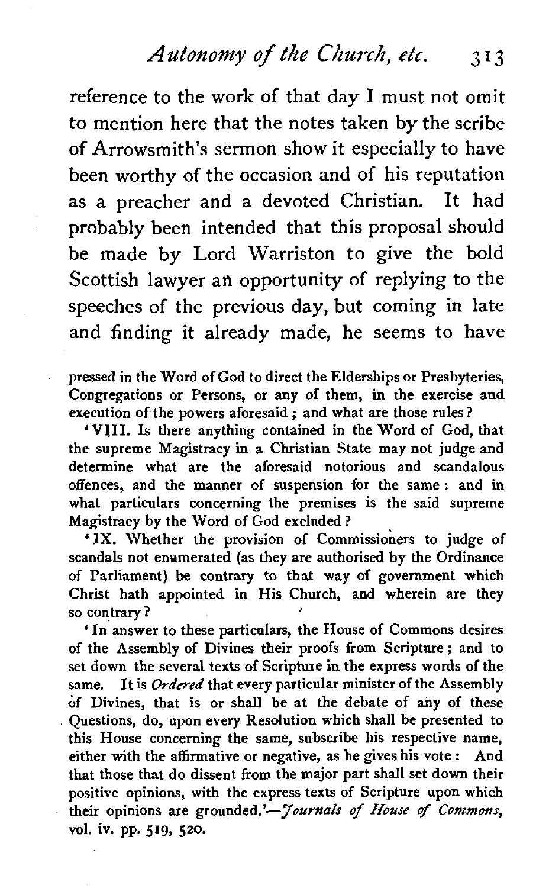reference to the work of that day I must not omit to mention here that the notes taken by the scribe of Arrowsmith's sermon show it especially to have been worthy of the occasion and of his reputation as a preacher and a devoted Christian. It had probably been intended that this proposal should be made by Lord Warriston to give the bold Scottish lawyer an opportunity of replying to the speeches of the previous day, but coming in late and finding it already made, he seems to have

pressed in the Word of God to direct the Elderships or Presbyteries, Congregations or Persons, or any of them, in the exercise and execution of the powers aforesaid; and what are those rules?

'VIII. Is there anything contained in the Word of God, that the supreme Magistracy in a Christian State may not judge and determine what are the aforesaid notorious and scandalous offences, and the manner of suspension for the same: and in what particulars concerning the premises is the said supreme Magistracy by the Word of God excluded?

'IX. Whether the provision of Commissioners to judge of scandals not enumerated (as they are authorised by the Ordinance of Parliament) be contrary to that way of government which Christ hath appointed in His Church, and wherein are they so contrary?

'In answer to these particulars, the House of Commons desires of the Assembly of Divines their proofs from Scripture; and to set down the several texts of Scripture in the express words of the same. It is *Ordered* that every particular minister of the Assembly of Divines, that is or shall be at the debate of any of these Questions, do, upon every Resolution which shall be presented to this House concerning the same, subscribe his respective name, either with the affirmative or negative, as he gives his vote: And that those that do dissent from the major part shall set down their positive opinions, with the express texts of Scripture upon which their opinions are grounded.'—*Journals of House of Commons*, vol. iv. pp. 519, 520.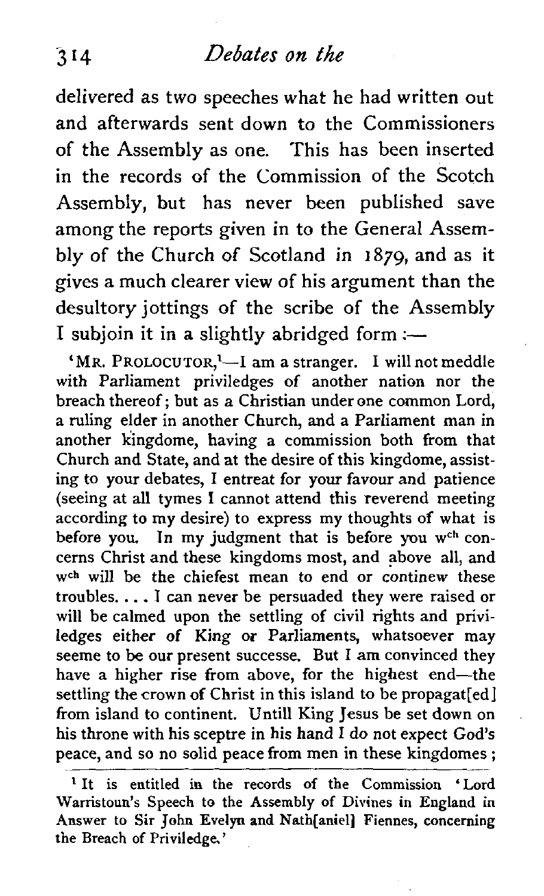delivered as two speeches what he had written out and afterwards sent down to the Commissioners of the Assembly as one. This has been inserted in the records of the Commission of the Scotch Assembly, but has never been published save among the reports given in to the General Assembly of the Church of Scotland in 1879, and as it gives a much clearer view of his argument than the desultory jottings of the scribe of the Assembly I subjoin it in a slightly abridged form :—

'MR. PROLOCUTOR,[1]—I am a stranger. I will not meddle with Parliament priviledges of another nation nor the breach thereof; but as a Christian under one common Lord, a ruling elder in another Church, and a Parliament man in another kingdome, having a commission both from that Church and State, and at the desire of this kingdome, assisting to your debates, I entreat for your favour and patience (seeing at all tymes I cannot attend this reverend meeting according to my desire) to express my thoughts of what is before you. In my judgment that is before you wch concerns Christ and these kingdoms most, and above all, and wch will be the chiefest mean to end or continew these troubles. . . . I can never be persuaded they were raised or will be calmed upon the settling of civil rights and priviledges either of King or Parliaments, whatsoever may seeme to be our present successe. But I am convinced they have a higher rise from above, for the highest end—the settling the crown of Christ in this island to be propagat[ed] from island to continent. Untill King Jesus be set down on his throne with his sceptre in his hand I do not expect God's peace, and so no solid peace from men in these kingdomes;

[1] It is entitled in the records of the Commission 'Lord Warristoun's Speech to the Assembly of Divines in England in Answer to Sir John Evelyn and Nath[aniel] Fiennes, concerning the Breach of Priviledge.'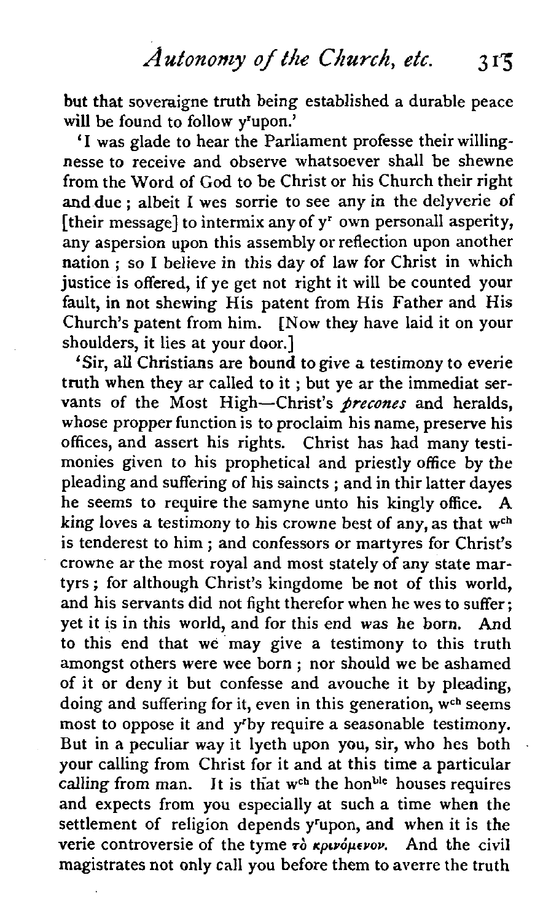but that soveraigne truth being established a durable peace will be found to follow y'upon.'

'I was glade to hear the Parliament professe their willingnesse to receive and observe whatsoever shall be shewne from the Word of God to be Christ or his Church their right and due; albeit I wes sorrie to see any in the delyverie of [their message] to intermix any of y' own personall asperity, any aspersion upon this assembly or reflection upon another nation; so I believe in this day of law for Christ in which justice is offered, if ye get not right it will be counted your fault, in not shewing His patent from His Father and His Church's patent from him. [Now they have laid it on your shoulders, it lies at your door.]

'Sir, all Christians are bound to give a testimony to everie truth when they ar called to it; but ye ar the immediat servants of the Most High—Christ's *precones* and heralds, whose propper function is to proclaim his name, preserve his offices, and assert his rights. Christ has had many testimonies given to his prophetical and priestly office by the pleading and suffering of his saincts; and in thir latter dayes he seems to require the samyne unto his kingly office. A king loves a testimony to his crowne best of any, as that w^ch is tenderest to him; and confessors or martyres for Christ's crowne ar the most royal and most stately of any state martyrs; for although Christ's kingdome be not of this world, and his servants did not fight therefor when he wes to suffer; yet it is in this world, and for this end was he born. And to this end that we may give a testimony to this truth amongst others were wee born; nor should we be ashamed of it or deny it but confesse and avouche it by pleading, doing and suffering for it, even in this generation, w^ch seems most to oppose it and y'by require a seasonable testimony. But in a peculiar way it lyeth upon you, sir, who hes both your calling from Christ for it and at this time a particular calling from man. It is that w^ch the hon^ble houses requires and expects from you especially at such a time when the settlement of religion depends y'upon, and when it is the verie controversie of the tyme τὸ κρινόμενον. And the civil magistrates not only call you before them to averre the truth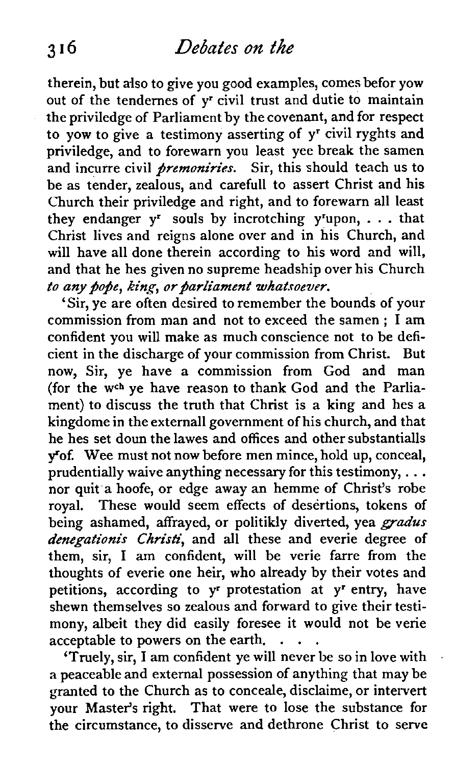therein, but also to give you good examples, comes befor yow out of the tendernes of yr civil trust and dutie to maintain the priviledge of Parliament by the covenant, and for respect to yow to give a testimony asserting of yr civil ryghts and priviledge, and to forewarn you least yee break the samen and incurre civil *premoniries*. Sir, this should teach us to be as tender, zealous, and carefull to assert Christ and his Church their priviledge and right, and to forewarn all least they endanger yr souls by incrotching yrupon, . . . that Christ lives and reigns alone over and in his Church, and will have all done therein according to his word and will, and that he hes given no supreme headship over his Church *to any pope, king, or parliament whatsoever.*

'Sir, ye are often desired to remember the bounds of your commission from man and not to exceed the samen ; I am confident you will make as much conscience not to be deficient in the discharge of your commission from Christ. But now, Sir, ye have a commission from God and man (for the wch ye have reason to thank God and the Parliament) to discuss the truth that Christ is a king and hes a kingdome in the externall government of his church, and that he hes set doun the lawes and offices and other substantialls yrof. Wee must not now before men mince, hold up, conceal, prudentially waive anything necessary for this testimony, . . . nor quit a hoofe, or edge away an hemme of Christ's robe royal. These would seem effects of desertions, tokens of being ashamed, affrayed, or politikly diverted, yea *gradus denegationis Christi*, and all these and everie degree of them, sir, I am confident, will be verie farre from the thoughts of everie one heir, who already by their votes and petitions, according to yr protestation at yr entry, have shewn themselves so zealous and forward to give their testimony, albeit they did easily foresee it would not be verie acceptable to powers on the earth. . . .

'Truely, sir, I am confident ye will never be so in love with a peaceable and external possession of anything that may be granted to the Church as to conceale, disclaime, or intervert your Master's right. That were to lose the substance for the circumstance, to disserve and dethrone Christ to serve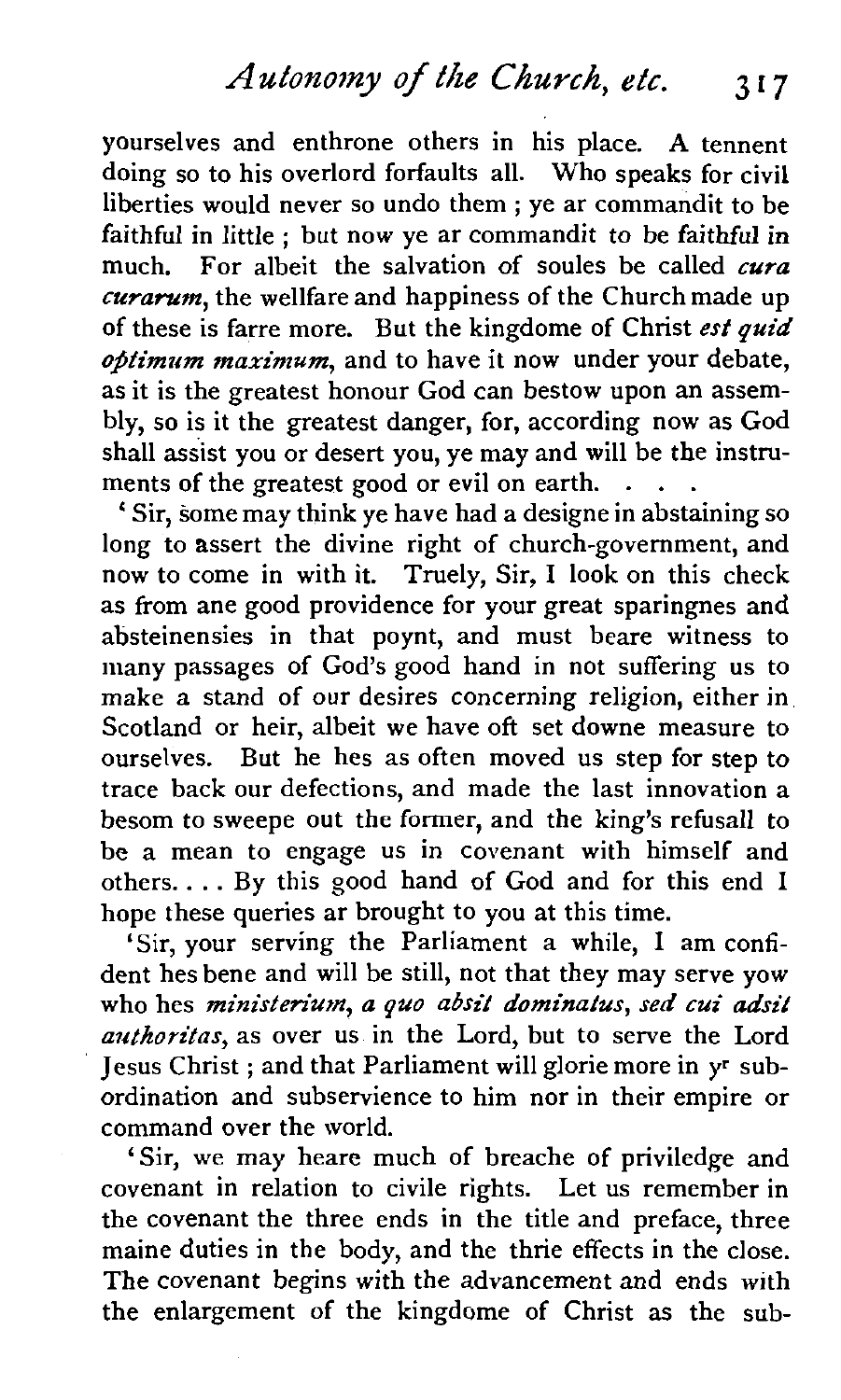yourselves and enthrone others in his place. A tennent doing so to his overlord forfaults all. Who speaks for civil liberties would never so undo them ; ye ar commandit to be faithful in little ; but now ye ar commandit to be faithful in much. For albeit the salvation of soules be called *cura curarum*, the wellfare and happiness of the Church made up of these is farre more. But the kingdome of Christ *est quid optimum maximum*, and to have it now under your debate, as it is the greatest honour God can bestow upon an assembly, so is it the greatest danger, for, according now as God shall assist you or desert you, ye may and will be the instruments of the greatest good or evil on earth. . . .

'Sir, some may think ye have had a designe in abstaining so long to assert the divine right of church-government, and now to come in with it. Truely, Sir, I look on this check as from ane good providence for your great sparingnes and absteinensies in that poynt, and must beare witness to many passages of God's good hand in not suffering us to make a stand of our desires concerning religion, either in Scotland or heir, albeit we have oft set downe measure to ourselves. But he hes as often moved us step for step to trace back our defections, and made the last innovation a besom to sweepe out the former, and the king's refusall to be a mean to engage us in covenant with himself and others. . . . By this good hand of God and for this end I hope these queries ar brought to you at this time.

'Sir, your serving the Parliament a while, I am confident hes bene and will be still, not that they may serve yow who hes *ministerium, a quo absit dominatus, sed cui adsit authoritas*, as over us in the Lord, but to serve the Lord Jesus Christ ; and that Parliament will glorie more in y^r subordination and subservience to him nor in their empire or command over the world.

'Sir, we may heare much of breache of priviledge and covenant in relation to civile rights. Let us remember in the covenant the three ends in the title and preface, three maine duties in the body, and the thrie effects in the close. The covenant begins with the advancement and ends with the enlargement of the kingdome of Christ as the sub-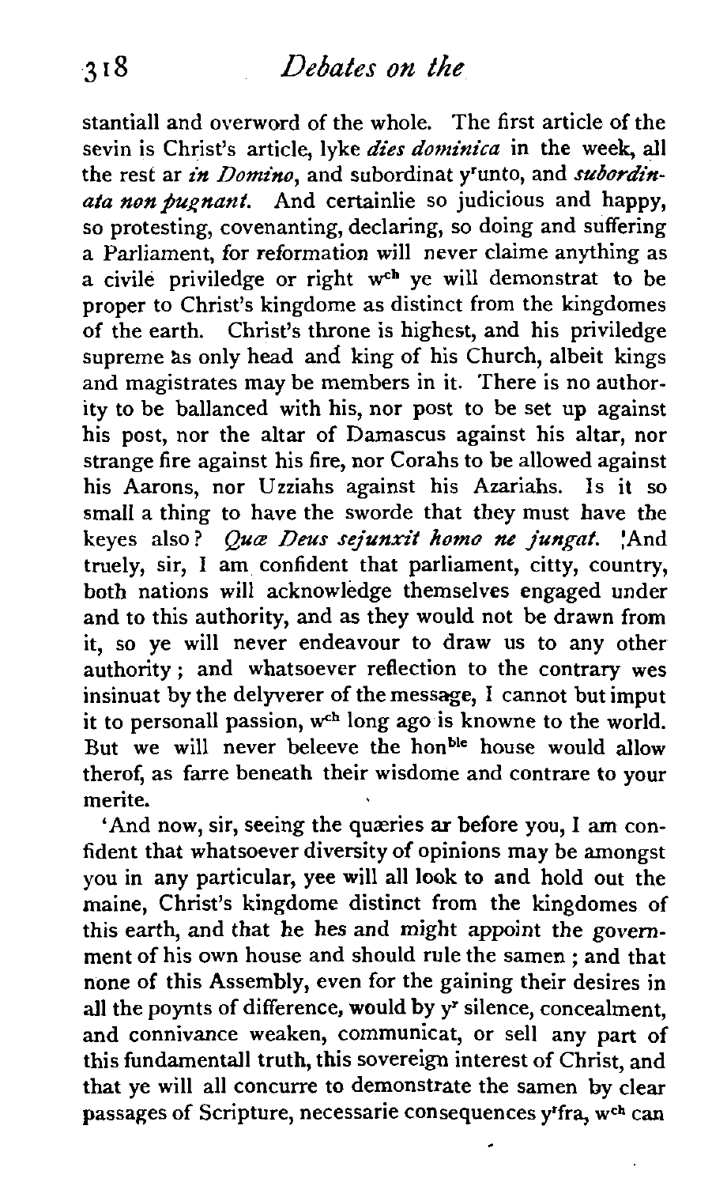stantiall and overword of the whole. The first article of the sevin is Christ's article, lyke *dies dominica* in the week, all the rest ar *in Domino*, and subordinat y^r^unto, and *subordinata non pugnant*. And certainlie so judicious and happy, so protesting, covenanting, declaring, so doing and suffering a Parliament, for reformation will never claime anything as a civile priviledge or right w^ch^ ye will demonstrat to be proper to Christ's kingdome as distinct from the kingdomes of the earth. Christ's throne is highest, and his priviledge supreme as only head and king of his Church, albeit kings and magistrates may be members in it. There is no authority to be ballanced with his, nor post to be set up against his post, nor the altar of Damascus against his altar, nor strange fire against his fire, nor Corahs to be allowed against his Aarons, nor Uzziahs against his Azariahs. Is it so small a thing to have the sworde that they must have the keyes also? *Quæ Deus sejunxit homo ne jungat.* 'And truely, sir, I am confident that parliament, citty, country, both nations will acknowledge themselves engaged under and to this authority, and as they would not be drawn from it, so ye will never endeavour to draw us to any other authority; and whatsoever reflection to the contrary wes insinuat by the delyverer of the message, I cannot but imput it to personall passion, w^ch^ long ago is knowne to the world. But we will never beleeve the hon^ble^ house would allow therof, as farre beneath their wisdome and contrare to your merite.

'And now, sir, seeing the quæries ar before you, I am confident that whatsoever diversity of opinions may be amongst you in any particular, yee will all look to and hold out the maine, Christ's kingdome distinct from the kingdomes of this earth, and that he hes and might appoint the government of his own house and should rule the samen; and that none of this Assembly, even for the gaining their desires in all the poynts of difference, would by y^r^ silence, concealment, and connivance weaken, communicat, or sell any part of this fundamentall truth, this sovereign interest of Christ, and that ye will all concurre to demonstrate the samen by clear passages of Scripture, necessarie consequences y^r^fra, w^ch^ can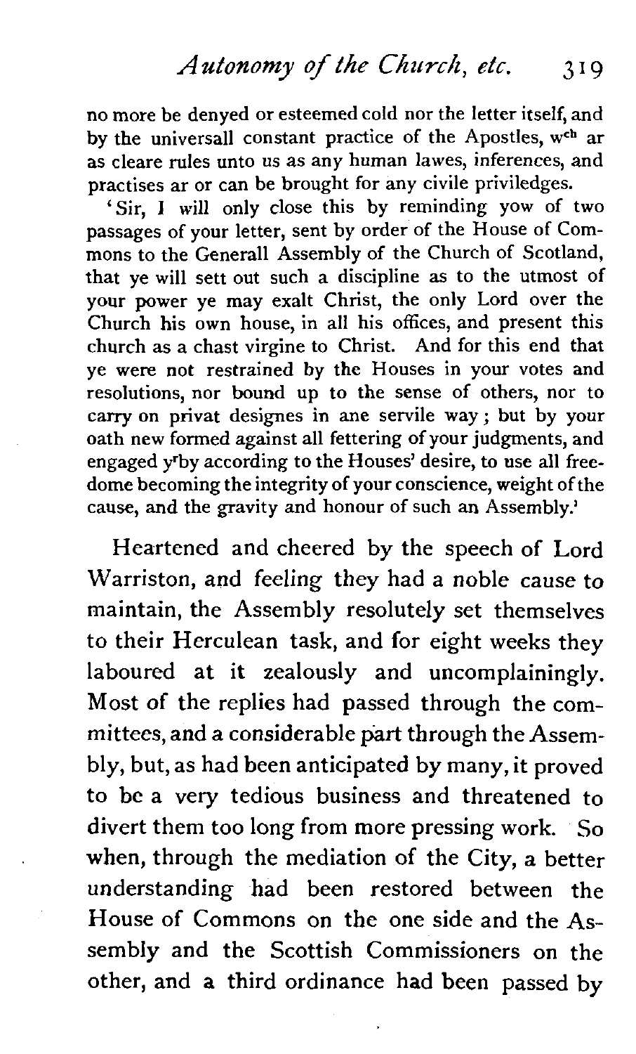no more be denyed or esteemed cold nor the letter itself, and by the universall constant practice of the Apostles, w[ch] ar as cleare rules unto us as any human lawes, inferences, and practises ar or can be brought for any civile priviledges.

'Sir, I will only close this by reminding yow of two passages of your letter, sent by order of the House of Commons to the Generall Assembly of the Church of Scotland, that ye will sett out such a discipline as to the utmost of your power ye may exalt Christ, the only Lord over the Church his own house, in all his offices, and present this church as a chast virgine to Christ. And for this end that ye were not restrained by the Houses in your votes and resolutions, nor bound up to the sense of others, nor to carry on privat designes in ane servile way; but by your oath new formed against all fettering of your judgments, and engaged y[r]by according to the Houses' desire, to use all freedome becoming the integrity of your conscience, weight of the cause, and the gravity and honour of such an Assembly.'

Heartened and cheered by the speech of Lord Warriston, and feeling they had a noble cause to maintain, the Assembly resolutely set themselves to their Herculean task, and for eight weeks they laboured at it zealously and uncomplainingly. Most of the replies had passed through the committees, and a considerable part through the Assembly, but, as had been anticipated by many, it proved to be a very tedious business and threatened to divert them too long from more pressing work. So when, through the mediation of the City, a better understanding had been restored between the House of Commons on the one side and the Assembly and the Scottish Commissioners on the other, and a third ordinance had been passed by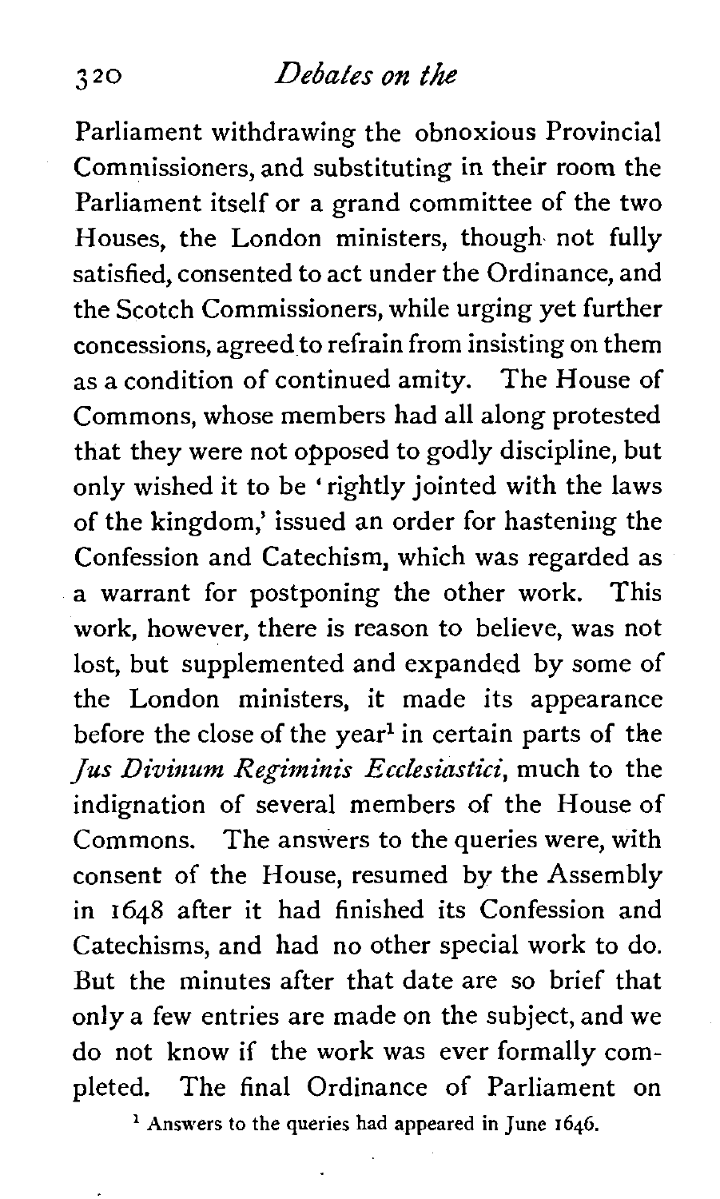Parliament withdrawing the obnoxious Provincial Commissioners, and substituting in their room the Parliament itself or a grand committee of the two Houses, the London ministers, though not fully satisfied, consented to act under the Ordinance, and the Scotch Commissioners, while urging yet further concessions, agreed to refrain from insisting on them as a condition of continued amity. The House of Commons, whose members had all along protested that they were not opposed to godly discipline, but only wished it to be 'rightly jointed with the laws of the kingdom,' issued an order for hastening the Confession and Catechism, which was regarded as a warrant for postponing the other work. This work, however, there is reason to believe, was not lost, but supplemented and expanded by some of the London ministers, it made its appearance before the close of the year[1] in certain parts of the *Jus Divinum Regiminis Ecclesiastici*, much to the indignation of several members of the House of Commons. The answers to the queries were, with consent of the House, resumed by the Assembly in 1648 after it had finished its Confession and Catechisms, and had no other special work to do. But the minutes after that date are so brief that only a few entries are made on the subject, and we do not know if the work was ever formally completed. The final Ordinance of Parliament on

[1] Answers to the queries had appeared in June 1646.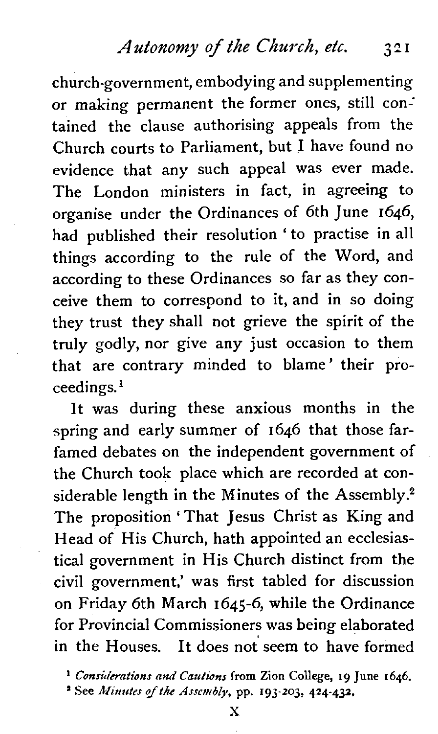church-government, embodying and supplementing or making permanent the former ones, still contained the clause authorising appeals from the Church courts to Parliament, but I have found no evidence that any such appeal was ever made. The London ministers in fact, in agreeing to organise under the Ordinances of 6th June 1646, had published their resolution 'to practise in all things according to the rule of the Word, and according to these Ordinances so far as they conceive them to correspond to it, and in so doing they trust they shall not grieve the spirit of the truly godly, nor give any just occasion to them that are contrary minded to blame' their proceedings.[1]

It was during these anxious months in the spring and early summer of 1646 that those far-famed debates on the independent government of the Church took place which are recorded at considerable length in the Minutes of the Assembly.[2] The proposition 'That Jesus Christ as King and Head of His Church, hath appointed an ecclesiastical government in His Church distinct from the civil government,' was first tabled for discussion on Friday 6th March 1645-6, while the Ordinance for Provincial Commissioners was being elaborated in the Houses. It does not seem to have formed

[1] *Considerations and Cautions* from Zion College, 19 June 1646.

[2] See *Minutes of the Assembly*, pp. 193-203, 424-432.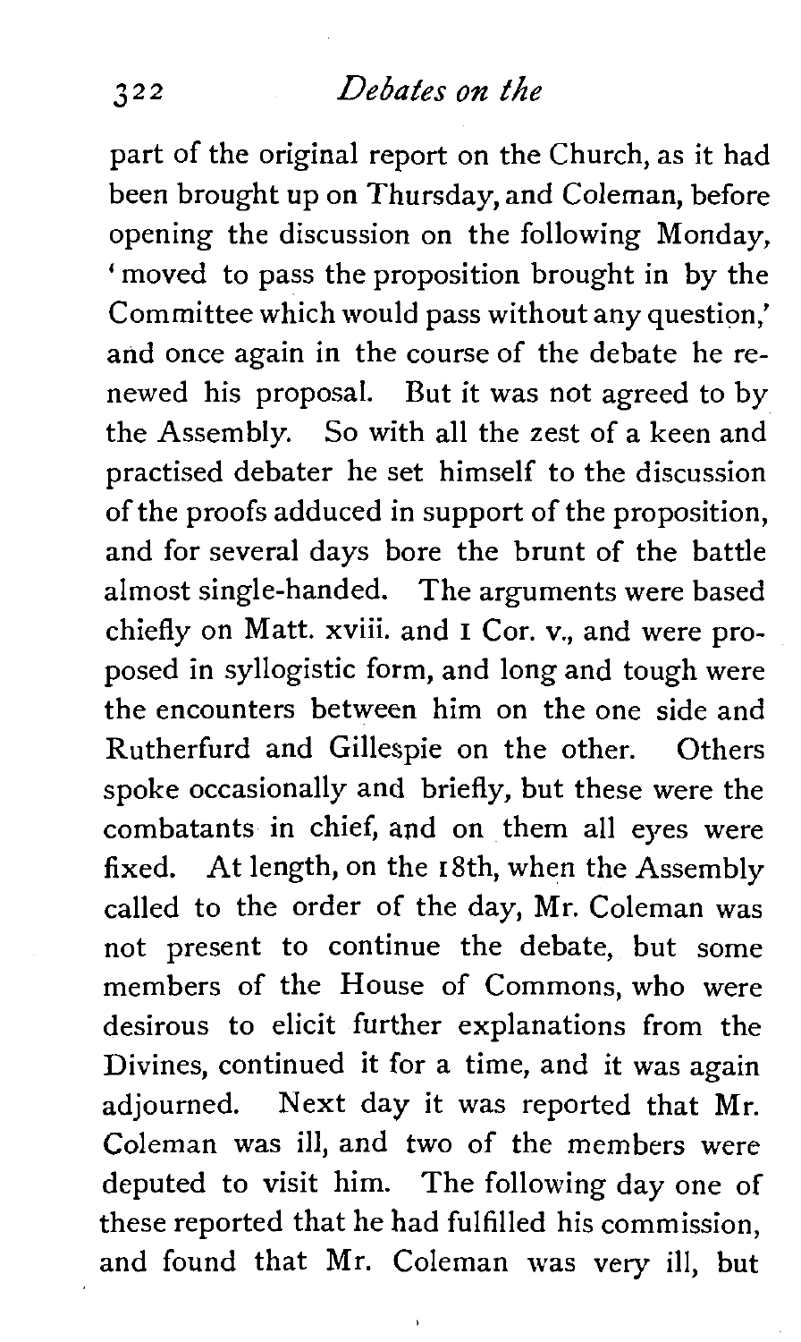part of the original report on the Church, as it had been brought up on Thursday, and Coleman, before opening the discussion on the following Monday, 'moved to pass the proposition brought in by the Committee which would pass without any question,' and once again in the course of the debate he renewed his proposal. But it was not agreed to by the Assembly. So with all the zest of a keen and practised debater he set himself to the discussion of the proofs adduced in support of the proposition, and for several days bore the brunt of the battle almost single-handed. The arguments were based chiefly on Matt. xviii. and 1 Cor. v., and were proposed in syllogistic form, and long and tough were the encounters between him on the one side and Rutherfurd and Gillespie on the other. Others spoke occasionally and briefly, but these were the combatants in chief, and on them all eyes were fixed. At length, on the 18th, when the Assembly called to the order of the day, Mr. Coleman was not present to continue the debate, but some members of the House of Commons, who were desirous to elicit further explanations from the Divines, continued it for a time, and it was again adjourned. Next day it was reported that Mr. Coleman was ill, and two of the members were deputed to visit him. The following day one of these reported that he had fulfilled his commission, and found that Mr. Coleman was very ill, but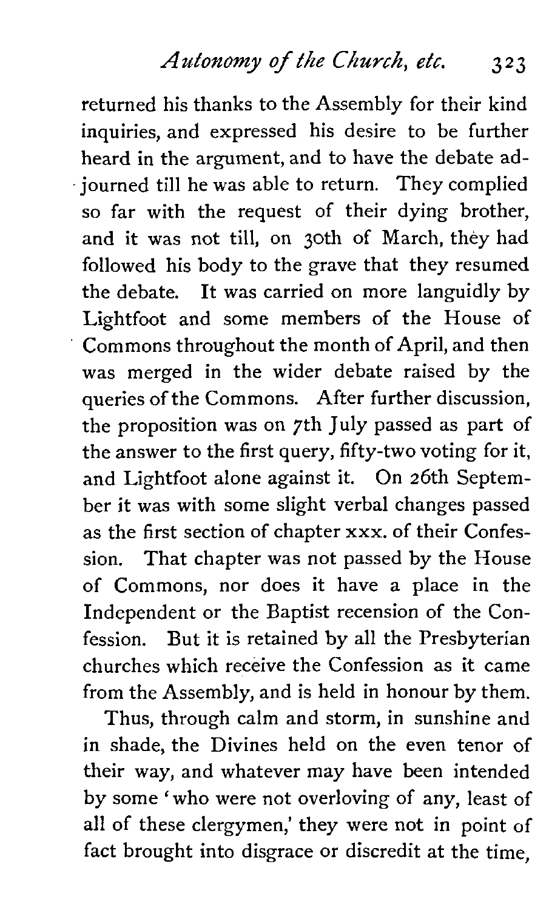returned his thanks to the Assembly for their kind inquiries, and expressed his desire to be further heard in the argument, and to have the debate adjourned till he was able to return. They complied so far with the request of their dying brother, and it was not till, on 30th of March, they had followed his body to the grave that they resumed the debate. It was carried on more languidly by Lightfoot and some members of the House of Commons throughout the month of April, and then was merged in the wider debate raised by the queries of the Commons. After further discussion, the proposition was on 7th July passed as part of the answer to the first query, fifty-two voting for it, and Lightfoot alone against it. On 26th September it was with some slight verbal changes passed as the first section of chapter xxx. of their Confession. That chapter was not passed by the House of Commons, nor does it have a place in the Independent or the Baptist recension of the Confession. But it is retained by all the Presbyterian churches which receive the Confession as it came from the Assembly, and is held in honour by them.

Thus, through calm and storm, in sunshine and in shade, the Divines held on the even tenor of their way, and whatever may have been intended by some 'who were not overloving of any, least of all of these clergymen,' they were not in point of fact brought into disgrace or discredit at the time,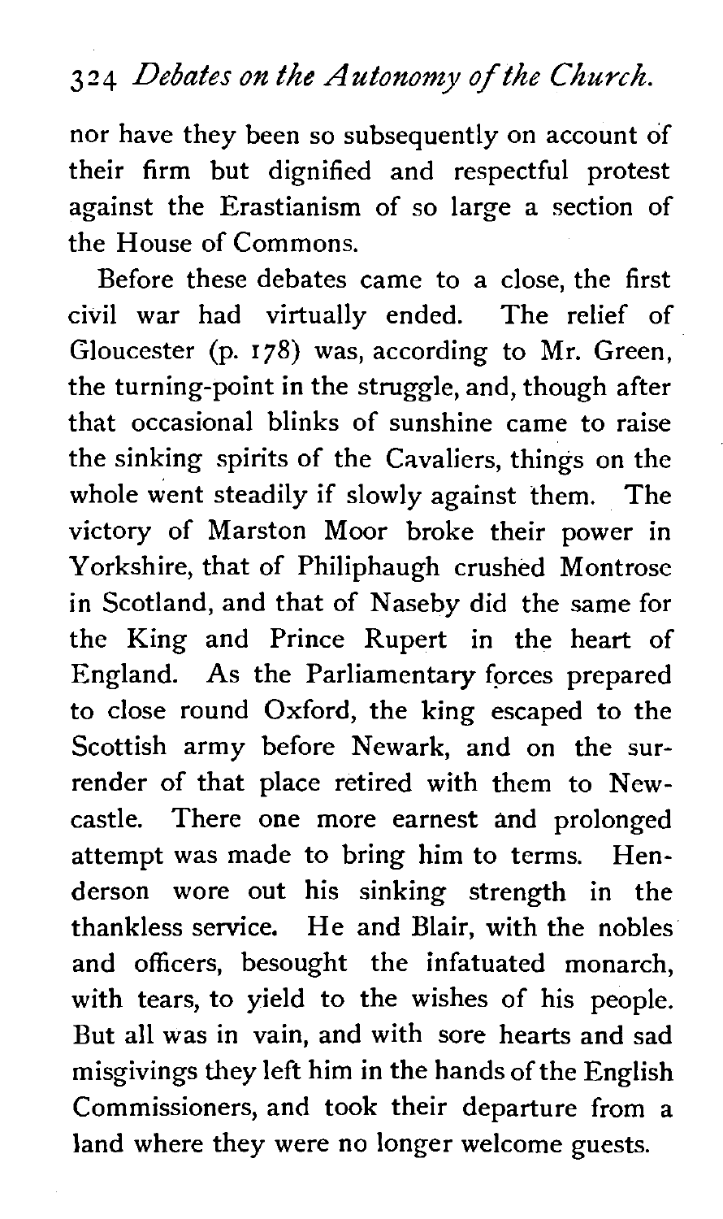nor have they been so subsequently on account of their firm but dignified and respectful protest against the Erastianism of so large a section of the House of Commons.

Before these debates came to a close, the first civil war had virtually ended. The relief of Gloucester (p. 178) was, according to Mr. Green, the turning-point in the struggle, and, though after that occasional blinks of sunshine came to raise the sinking spirits of the Cavaliers, things on the whole went steadily if slowly against them. The victory of Marston Moor broke their power in Yorkshire, that of Philiphaugh crushed Montrose in Scotland, and that of Naseby did the same for the King and Prince Rupert in the heart of England. As the Parliamentary forces prepared to close round Oxford, the king escaped to the Scottish army before Newark, and on the surrender of that place retired with them to Newcastle. There one more earnest and prolonged attempt was made to bring him to terms. Henderson wore out his sinking strength in the thankless service. He and Blair, with the nobles and officers, besought the infatuated monarch, with tears, to yield to the wishes of his people. But all was in vain, and with sore hearts and sad misgivings they left him in the hands of the English Commissioners, and took their departure from a land where they were no longer welcome guests.